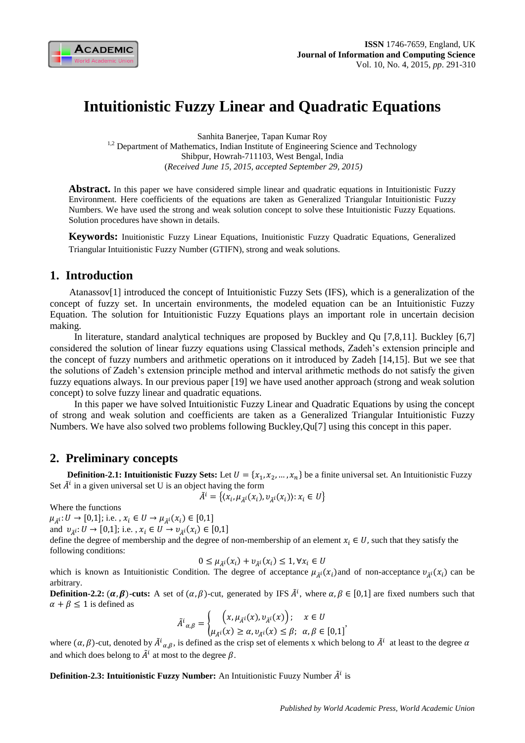# Intuitionistic Fuzzy Linear and Quadratic Equations

Sanhita Banerjee, Tapan Kumar Roy

[1,2] Department of Mathematics, Indian Institute of Engineering Science and Technology
Shibpur, Howrah-711103, West Bengal, India

(*Received June 15, 2015, accepted September 29, 2015*)

**Abstract.** In this paper we have considered simple linear and quadratic equations in Intuitionistic Fuzzy Environment. Here coefficients of the equations are taken as Generalized Triangular Intuitionistic Fuzzy Numbers. We have used the strong and weak solution concept to solve these Intuitionistic Fuzzy Equations. Solution procedures have shown in details.

**Keywords:** Inuitionistic Fuzzy Linear Equations, Inuitionistic Fuzzy Quadratic Equations, Generalized Triangular Intuitionistic Fuzzy Number (GTIFN), strong and weak solutions.

## 1. Introduction

Atanassov[1] introduced the concept of Intuitionistic Fuzzy Sets (IFS), which is a generalization of the concept of fuzzy set. In uncertain environments, the modeled equation can be an Intuitionistic Fuzzy Equation. The solution for Intuitionistic Fuzzy Equations plays an important role in uncertain decision making.

In literature, standard analytical techniques are proposed by Buckley and Qu [7,8,11]. Buckley [6,7] considered the solution of linear fuzzy equations using Classical methods, Zadeh's extension principle and the concept of fuzzy numbers and arithmetic operations on it introduced by Zadeh [14,15]. But we see that the solutions of Zadeh's extension principle method and interval arithmetic methods do not satisfy the given fuzzy equations always. In our previous paper [19] we have used another approach (strong and weak solution concept) to solve fuzzy linear and quadratic equations.

In this paper we have solved Intuitionistic Fuzzy Linear and Quadratic Equations by using the concept of strong and weak solution and coefficients are taken as a Generalized Triangular Intuitionistic Fuzzy Numbers. We have also solved two problems following Buckley,Qu[7] using this concept in this paper.

## 2. Preliminary concepts

**Definition-2.1: Intuitionistic Fuzzy Sets:** Let $U = \{x_1, x_2, \dots, x_n\}$ be a finite universal set. An Intuitionistic Fuzzy Set $\tilde{A}^i$ in a given universal set U is an object having the form

$$\tilde{A}^i = \{\langle x_i, \mu_{\tilde{A}^i}(x_i), \upsilon_{\tilde{A}^i}(x_i)\rangle : x_i \in U\}$$

Where the functions

$\mu_{\tilde{A}^i}: U \to [0,1]$; i.e. , $x_i \in U \to \mu_{\tilde{A}^i}(x_i) \in [0,1]$

and $\upsilon_{\tilde{A}^i}: U \to [0,1]$; i.e. , $x_i \in U \to \upsilon_{\tilde{A}^i}(x_i) \in [0,1]$

define the degree of membership and the degree of non-membership of an element $x_i \in U$, such that they satisfy the following conditions:

$$0 \le \mu_{\tilde{A}^i}(x_i) + \upsilon_{\tilde{A}^i}(x_i) \le 1, \forall x_i \in U$$

which is known as Intuitionistic Condition. The degree of acceptance $\mu_{\tilde{A}^i}(x_i)$ and of non-acceptance $\upsilon_{\tilde{A}^i}(x_i)$ can be arbitrary.

**Definition-2.2: $(\alpha, \beta)$-cuts:** A set of $(\alpha, \beta)$-cut, generated by IFS $\tilde{A}^i$, where $\alpha, \beta \in [0,1]$ are fixed numbers such that $\alpha + \beta \le 1$ is defined as

$$\tilde{A}^i{}_{\alpha,\beta} = \begin{cases} \left(x, \mu_{\tilde{A}^i}(x), \upsilon_{\tilde{A}^i}(x)\right); & x \in U \\ \mu_{\tilde{A}^i}(x) \ge \alpha, \upsilon_{\tilde{A}^i}(x) \le \beta; & \alpha, \beta \in [0,1] \end{cases},$$

where $(\alpha, \beta)$-cut, denoted by $\tilde{A}^i{}_{\alpha,\beta}$, is defined as the crisp set of elements x which belong to $\tilde{A}^i$ at least to the degree $\alpha$ and which does belong to $\tilde{A}^i$ at most to the degree $\beta$.

**Definition-2.3: Intuitionistic Fuzzy Number:** An Intuitionistic Fuuzy Number $\tilde{A}^i$ is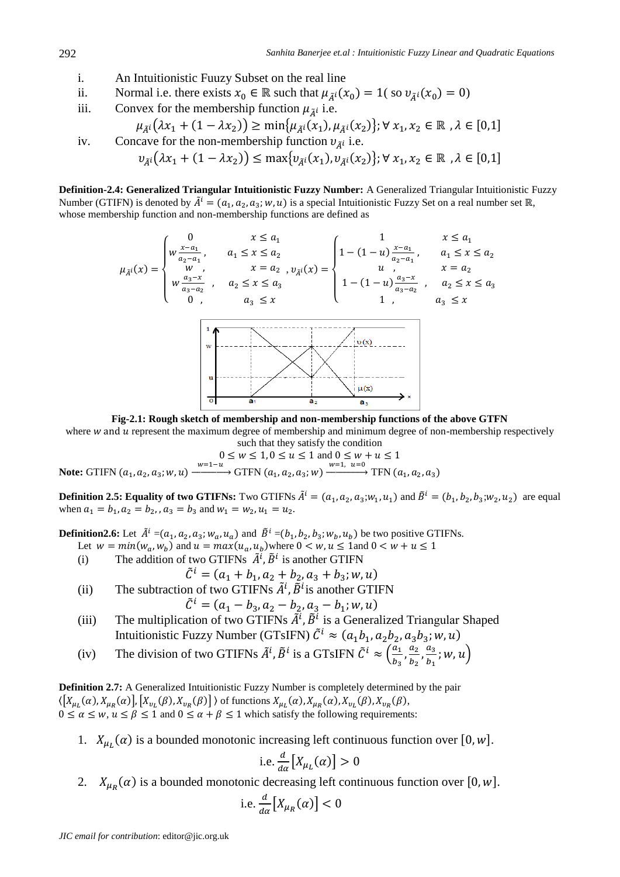i. An Intuitionistic Fuuzy Subset on the real line

ii. Normal i.e. there exists $x_0 \in \mathbb{R}$ such that $\mu_{\tilde{A}^i}(x_0) = 1$( so $\upsilon_{\tilde{A}^i}(x_0) = 0$)

iii. Convex for the membership function $\mu_{\tilde{A}^i}$ i.e.

$$\mu_{\tilde{A}^i}(\lambda x_1 + (1-\lambda x_2)) \geq \min\{\mu_{\tilde{A}^i}(x_1), \mu_{\tilde{A}^i}(x_2)\}; \forall\, x_1, x_2 \in \mathbb{R}\ , \lambda \in [0,1]$$

iv. Concave for the non-membership function $\upsilon_{\tilde{A}^i}$ i.e.

$$\upsilon_{\tilde{A}^i}(\lambda x_1 + (1-\lambda x_2)) \leq \max\{\upsilon_{\tilde{A}^i}(x_1), \upsilon_{\tilde{A}^i}(x_2)\}; \forall\, x_1, x_2 \in \mathbb{R}\ , \lambda \in [0,1]$$

**Definition-2.4: Generalized Triangular Intuitionistic Fuzzy Number:** A Generalized Triangular Intuitionistic Fuzzy Number (GTIFN) is denoted by $\tilde{A}^i = (a_1, a_2, a_3; w, u)$ is a special Intuitionistic Fuzzy Set on a real number set $\mathbb{R}$, whose membership function and non-membership functions are defined as

$$\mu_{\tilde{A}^i}(x) = \begin{cases} 0 & x \leq a_1 \\ w\frac{x-a_1}{a_2-a_1}, & a_1 \leq x \leq a_2 \\ w\ , & x = a_2 \\ w\frac{a_3-x}{a_3-a_2}\ , & a_2 \leq x \leq a_3 \\ 0\ , & a_3\ \leq x \end{cases}, \quad \upsilon_{\tilde{A}^i}(x) = \begin{cases} 1 & x \leq a_1 \\ 1-(1-u)\frac{x-a_1}{a_2-a_1}, & a_1 \leq x \leq a_2 \\ u\ , & x = a_2 \\ 1-(1-u)\frac{a_3-x}{a_3-a_2}\ , & a_2 \leq x \leq a_3 \\ 1\ , & a_3\ \leq x \end{cases}$$

**Fig-2.1: Rough sketch of membership and non-membership functions of the above GTFN**

where $w$ and $u$ represent the maximum degree of membership and minimum degree of non-membership respectively such that they satisfy the condition

$$0 \leq w \leq 1, 0 \leq u \leq 1 \text{ and } 0 \leq w + u \leq 1$$

**Note:** GTIFN $(a_1, a_2, a_3; w, u) \xrightarrow{w=1-u}$ GTFN $(a_1, a_2, a_3; w) \xrightarrow{w=1,\ u=0}$ TFN $(a_1, a_2, a_3)$

**Definition 2.5: Equality of two GTIFNs:** Two GTIFNs $\tilde{A}^i = (a_1, a_2, a_3; w_1, u_1)$ and $\tilde{B}^i = (b_1, b_2, b_3; w_2, u_2)$ are equal when $a_1 = b_1, a_2 = b_2,, a_3 = b_3$ and $w_1 = w_2, u_1 = u_2$.

**Definition2.6:** Let $\tilde{A}^i = (a_1, a_2, a_3; w_a, u_a)$ and $\tilde{B}^i = (b_1, b_2, b_3; w_b, u_b)$ be two positive GTIFNs.

Let $w = min(w_a, w_b)$ and $u = max(u_a, u_b)$ where $0 < w, u \leq 1$ and $0 < w + u \leq 1$

(i) The addition of two GTIFNs $\tilde{A}^i, \tilde{B}^i$ is another GTIFN

$$\tilde{C}^i = (a_1 + b_1, a_2 + b_2, a_3 + b_3; w, u)$$

(ii) The subtraction of two GTIFNs $\tilde{A}^i, \tilde{B}^i$ is another GTIFN

$$\tilde{C}^i = (a_1 - b_3, a_2 - b_2, a_3 - b_1; w, u)$$

(iii) The multiplication of two GTIFNs $\tilde{A}^i, \tilde{B}^i$ is a Generalized Triangular Shaped Intuitionistic Fuzzy Number (GTsIFN) $\tilde{C}^i \approx (a_1 b_1, a_2 b_2, a_3 b_3; w, u)$

(iv) The division of two GTIFNs $\tilde{A}^i, \tilde{B}^i$ is a GTsIFN $\tilde{C}^i \approx \left(\frac{a_1}{b_3}, \frac{a_2}{b_2}, \frac{a_3}{b_1}; w, u\right)$

**Definition 2.7:** A Generalized Intuitionistic Fuzzy Number is completely determined by the pair $\langle [X_{\mu_L}(\alpha), X_{\mu_R}(\alpha)], [X_{\upsilon_L}(\beta), X_{\upsilon_R}(\beta)] \rangle$ of functions $X_{\mu_L}(\alpha), X_{\mu_R}(\alpha), X_{\upsilon_L}(\beta), X_{\upsilon_R}(\beta)$, $0 \leq \alpha \leq w, u \leq \beta \leq 1$ and $0 \leq \alpha + \beta \leq 1$ which satisfy the following requirements:

1. $X_{\mu_L}(\alpha)$ is a bounded monotonic increasing left continuous function over $[0, w]$.

$$\text{i.e. } \frac{d}{d\alpha}[X_{\mu_L}(\alpha)] > 0$$

2. $X_{\mu_R}(\alpha)$ is a bounded monotonic decreasing left continuous function over $[0, w]$.

$$\text{i.e. } \frac{d}{d\alpha}[X_{\mu_R}(\alpha)] < 0$$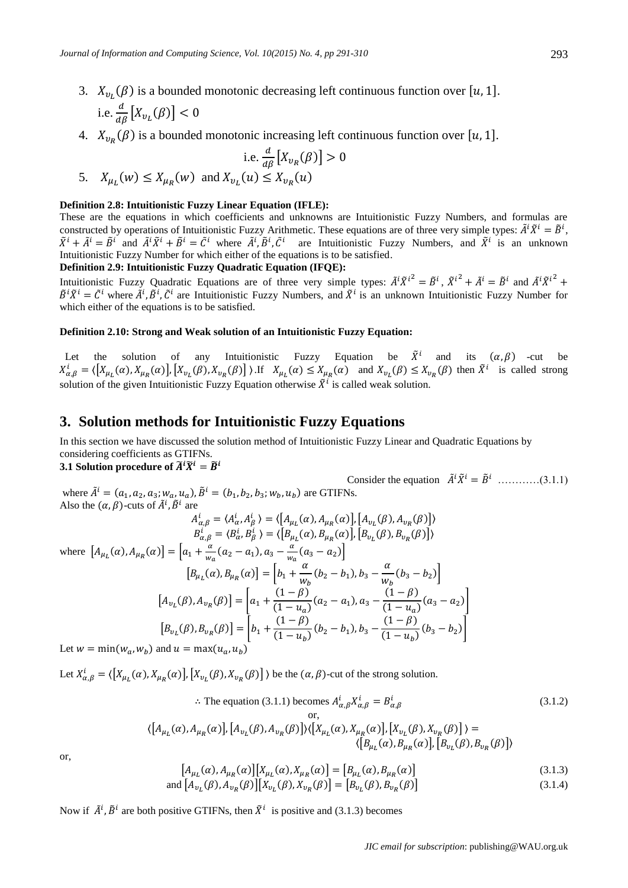3. $X_{\upsilon_L}(\beta)$ is a bounded monotonic decreasing left continuous function over $[u, 1]$.
   i.e. $\frac{d}{d\beta}\left[X_{\upsilon_L}(\beta)\right] < 0$
4. $X_{\upsilon_R}(\beta)$ is a bounded monotonic increasing left continuous function over $[u, 1]$.
   $$\text{i.e. } \frac{d}{d\beta}\left[X_{\upsilon_R}(\beta)\right] > 0$$
5. $X_{\mu_L}(w) \leq X_{\mu_R}(w)$ and $X_{\upsilon_L}(u) \leq X_{\upsilon_R}(u)$

**Definition 2.8: Intuitionistic Fuzzy Linear Equation (IFLE):**

These are the equations in which coefficients and unknowns are Intuitionistic Fuzzy Numbers, and formulas are constructed by operations of Intuitionistic Fuzzy Arithmetic. These equations are of three very simple types: $\tilde{A}^i\tilde{X}^i = \tilde{B}^i$, $\tilde{X}^i + \tilde{A}^i = \tilde{B}^i$ and $\tilde{A}^i\tilde{X}^i + \tilde{B}^i = \tilde{C}^i$ where $\tilde{A}^i, \tilde{B}^i, \tilde{C}^i$ are Intuitionistic Fuzzy Numbers, and $\tilde{X}^i$ is an unknown Intuitionistic Fuzzy Number for which either of the equations is to be satisfied.

**Definition 2.9: Intuitionistic Fuzzy Quadratic Equation (IFQE):**

Intuitionistic Fuzzy Quadratic Equations are of three very simple types: $\tilde{A}^i\tilde{X}^{i^2} = \tilde{B}^i$, $\tilde{X}^{i^2} + \tilde{A}^i = \tilde{B}^i$ and $\tilde{A}^i\tilde{X}^{i^2} + \tilde{B}^i\tilde{X}^i = \tilde{C}^i$ where $\tilde{A}^i, \tilde{B}^i, \tilde{C}^i$ are Intuitionistic Fuzzy Numbers, and $\tilde{X}^i$ is an unknown Intuitionistic Fuzzy Number for which either of the equations is to be satisfied.

**Definition 2.10: Strong and Weak solution of an Intuitionistic Fuzzy Equation:**

Let the solution of any Intuitionistic Fuzzy Equation be $\tilde{X}^i$ and its $(\alpha, \beta)$-cut be $X^i_{\alpha,\beta} = \langle [X_{\mu_L}(\alpha), X_{\mu_R}(\alpha)], [X_{\upsilon_L}(\beta), X_{\upsilon_R}(\beta)] \rangle$. If $X_{\mu_L}(\alpha) \leq X_{\mu_R}(\alpha)$ and $X_{\upsilon_L}(\beta) \leq X_{\upsilon_R}(\beta)$ then $\tilde{X}^i$ is called strong solution of the given Intuitionistic Fuzzy Equation otherwise $\tilde{X}^i$ is called weak solution.

## 3. Solution methods for Intuitionistic Fuzzy Equations

In this section we have discussed the solution method of Intuitionistic Fuzzy Linear and Quadratic Equations by considering coefficients as GTIFNs.

### 3.1 Solution procedure of $\tilde{A}^i\tilde{X}^i = \tilde{B}^i$

Consider the equation $\tilde{A}^i\tilde{X}^i = \tilde{B}^i$ …………(3.1.1)

where $\tilde{A}^i = (a_1, a_2, a_3; w_a, u_a)$, $\tilde{B}^i = (b_1, b_2, b_3; w_b, u_b)$ are GTIFNs.
Also the $(\alpha, \beta)$-cuts of $\tilde{A}^i, \tilde{B}^i$ are

$$A^i_{\alpha,\beta} = \langle A^i_\alpha, A^i_\beta \rangle = \langle [A_{\mu_L}(\alpha), A_{\mu_R}(\alpha)], [A_{\upsilon_L}(\beta), A_{\upsilon_R}(\beta)] \rangle$$
$$B^i_{\alpha,\beta} = \langle B^i_\alpha, B^i_\beta \rangle = \langle [B_{\mu_L}(\alpha), B_{\mu_R}(\alpha)], [B_{\upsilon_L}(\beta), B_{\upsilon_R}(\beta)] \rangle$$

where $\left[A_{\mu_L}(\alpha), A_{\mu_R}(\alpha)\right] = \left[a_1 + \frac{\alpha}{w_a}(a_2 - a_1), a_3 - \frac{\alpha}{w_a}(a_3 - a_2)\right]$

$$\left[B_{\mu_L}(\alpha), B_{\mu_R}(\alpha)\right] = \left[b_1 + \frac{\alpha}{w_b}(b_2 - b_1), b_3 - \frac{\alpha}{w_b}(b_3 - b_2)\right]$$
$$\left[A_{\upsilon_L}(\beta), A_{\upsilon_R}(\beta)\right] = \left[a_1 + \frac{(1-\beta)}{(1-u_a)}(a_2 - a_1), a_3 - \frac{(1-\beta)}{(1-u_a)}(a_3 - a_2)\right]$$
$$\left[B_{\upsilon_L}(\beta), B_{\upsilon_R}(\beta)\right] = \left[b_1 + \frac{(1-\beta)}{(1-u_b)}(b_2 - b_1), b_3 - \frac{(1-\beta)}{(1-u_b)}(b_3 - b_2)\right]$$

Let $w = \min(w_a, w_b)$ and $u = \max(u_a, u_b)$

Let $X^i_{\alpha,\beta} = \langle [X_{\mu_L}(\alpha), X_{\mu_R}(\alpha)], [X_{\upsilon_L}(\beta), X_{\upsilon_R}(\beta)] \rangle$ be the $(\alpha, \beta)$-cut of the strong solution.

$$\therefore \text{ The equation (3.1.1) becomes } A^i_{\alpha,\beta}X^i_{\alpha,\beta} = B^i_{\alpha,\beta} \tag{3.1.2}$$

or,

$$\langle [A_{\mu_L}(\alpha), A_{\mu_R}(\alpha)], [A_{\upsilon_L}(\beta), A_{\upsilon_R}(\beta)] \rangle \langle [X_{\mu_L}(\alpha), X_{\mu_R}(\alpha)], [X_{\upsilon_L}(\beta), X_{\upsilon_R}(\beta)] \rangle = \langle [B_{\mu_L}(\alpha), B_{\mu_R}(\alpha)], [B_{\upsilon_L}(\beta), B_{\upsilon_R}(\beta)] \rangle$$

or,

$$\left[A_{\mu_L}(\alpha), A_{\mu_R}(\alpha)\right]\left[X_{\mu_L}(\alpha), X_{\mu_R}(\alpha)\right] = \left[B_{\mu_L}(\alpha), B_{\mu_R}(\alpha)\right] \tag{3.1.3}$$
$$\text{and } \left[A_{\upsilon_L}(\beta), A_{\upsilon_R}(\beta)\right]\left[X_{\upsilon_L}(\beta), X_{\upsilon_R}(\beta)\right] = \left[B_{\upsilon_L}(\beta), B_{\upsilon_R}(\beta)\right] \tag{3.1.4}$$

Now if $\tilde{A}^i, \tilde{B}^i$ are both positive GTIFNs, then $\tilde{X}^i$ is positive and (3.1.3) becomes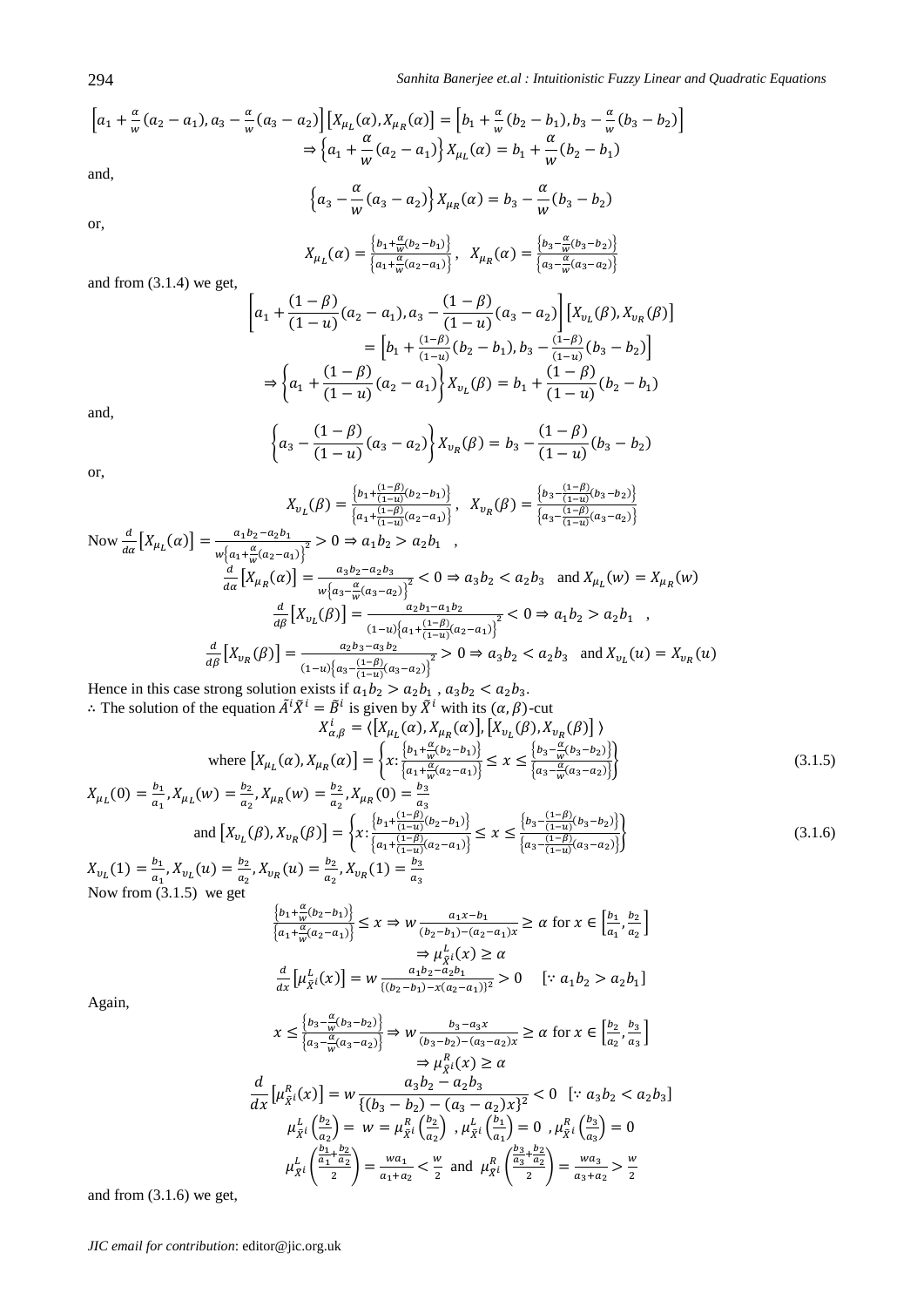$$\left[a_1 + \frac{\alpha}{w}(a_2 - a_1), a_3 - \frac{\alpha}{w}(a_3 - a_2)\right]\left[X_{\mu_L}(\alpha), X_{\mu_R}(\alpha)\right] = \left[b_1 + \frac{\alpha}{w}(b_2 - b_1), b_3 - \frac{\alpha}{w}(b_3 - b_2)\right]$$

$$\Rightarrow \left\{a_1 + \frac{\alpha}{w}(a_2 - a_1)\right\} X_{\mu_L}(\alpha) = b_1 + \frac{\alpha}{w}(b_2 - b_1)$$

and,

$$\left\{a_3 - \frac{\alpha}{w}(a_3 - a_2)\right\} X_{\mu_R}(\alpha) = b_3 - \frac{\alpha}{w}(b_3 - b_2)$$

or,

$$X_{\mu_L}(\alpha) = \frac{\left\{b_1 + \frac{\alpha}{w}(b_2 - b_1)\right\}}{\left\{a_1 + \frac{\alpha}{w}(a_2 - a_1)\right\}}, \quad X_{\mu_R}(\alpha) = \frac{\left\{b_3 - \frac{\alpha}{w}(b_3 - b_2)\right\}}{\left\{a_3 - \frac{\alpha}{w}(a_3 - a_2)\right\}}$$

and from (3.1.4) we get,

$$\left[a_1 + \frac{(1-\beta)}{(1-u)}(a_2 - a_1), a_3 - \frac{(1-\beta)}{(1-u)}(a_3 - a_2)\right]\left[X_{v_L}(\beta), X_{v_R}(\beta)\right] = \left[b_1 + \frac{(1-\beta)}{(1-u)}(b_2 - b_1), b_3 - \frac{(1-\beta)}{(1-u)}(b_3 - b_2)\right]$$

$$\Rightarrow \left\{a_1 + \frac{(1-\beta)}{(1-u)}(a_2 - a_1)\right\} X_{v_L}(\beta) = b_1 + \frac{(1-\beta)}{(1-u)}(b_2 - b_1)$$

and,

$$\left\{a_3 - \frac{(1-\beta)}{(1-u)}(a_3 - a_2)\right\} X_{v_R}(\beta) = b_3 - \frac{(1-\beta)}{(1-u)}(b_3 - b_2)$$

or,

$$X_{v_L}(\beta) = \frac{\left\{b_1 + \frac{(1-\beta)}{(1-u)}(b_2 - b_1)\right\}}{\left\{a_1 + \frac{(1-\beta)}{(1-u)}(a_2 - a_1)\right\}}, \quad X_{v_R}(\beta) = \frac{\left\{b_3 - \frac{(1-\beta)}{(1-u)}(b_3 - b_2)\right\}}{\left\{a_3 - \frac{(1-\beta)}{(1-u)}(a_3 - a_2)\right\}}$$

Now $\frac{d}{d\alpha}\left[X_{\mu_L}(\alpha)\right] = \frac{a_1 b_2 - a_2 b_1}{w\left\{a_1 + \frac{\alpha}{w}(a_2 - a_1)\right\}^2} > 0 \Rightarrow a_1 b_2 > a_2 b_1$ ,

$$\frac{d}{d\alpha}\left[X_{\mu_R}(\alpha)\right] = \frac{a_3 b_2 - a_2 b_3}{w\left\{a_3 - \frac{\alpha}{w}(a_3 - a_2)\right\}^2} < 0 \Rightarrow a_3 b_2 < a_2 b_3 \quad \text{and } X_{\mu_L}(w) = X_{\mu_R}(w)$$

$$\frac{d}{d\beta}\left[X_{v_L}(\beta)\right] = \frac{a_2 b_1 - a_1 b_2}{(1-u)\left\{a_1 + \frac{(1-\beta)}{(1-u)}(a_2 - a_1)\right\}^2} < 0 \Rightarrow a_1 b_2 > a_2 b_1 \quad ,$$

$$\frac{d}{d\beta}\left[X_{v_R}(\beta)\right] = \frac{a_2 b_3 - a_3 b_2}{(1-u)\left\{a_3 - \frac{(1-\beta)}{(1-u)}(a_3 - a_2)\right\}^2} > 0 \Rightarrow a_3 b_2 < a_2 b_3 \quad \text{and } X_{v_L}(u) = X_{v_R}(u)$$

Hence in this case strong solution exists if $a_1 b_2 > a_2 b_1$ , $a_3 b_2 < a_2 b_3$.

$\therefore$ The solution of the equation $\tilde{A}^i \tilde{X}^i = \tilde{B}^i$ is given by $\tilde{X}^i$ with its $(\alpha, \beta)$-cut

$$X^i_{\alpha,\beta} = \langle \left[X_{\mu_L}(\alpha), X_{\mu_R}(\alpha)\right], \left[X_{v_L}(\beta), X_{v_R}(\beta)\right] \rangle$$

$$\text{where } \left[X_{\mu_L}(\alpha), X_{\mu_R}(\alpha)\right] = \left\{x : \frac{\left\{b_1 + \frac{\alpha}{w}(b_2 - b_1)\right\}}{\left\{a_1 + \frac{\alpha}{w}(a_2 - a_1)\right\}} \le x \le \frac{\left\{b_3 - \frac{\alpha}{w}(b_3 - b_2)\right\}}{\left\{a_3 - \frac{\alpha}{w}(a_3 - a_2)\right\}}\right\} \tag{3.1.5}$$

$X_{\mu_L}(0) = \frac{b_1}{a_1}, X_{\mu_L}(w) = \frac{b_2}{a_2}, X_{\mu_R}(w) = \frac{b_2}{a_2}, X_{\mu_R}(0) = \frac{b_3}{a_3}$

$$\text{and } \left[X_{v_L}(\beta), X_{v_R}(\beta)\right] = \left\{x : \frac{\left\{b_1 + \frac{(1-\beta)}{(1-u)}(b_2 - b_1)\right\}}{\left\{a_1 + \frac{(1-\beta)}{(1-u)}(a_2 - a_1)\right\}} \le x \le \frac{\left\{b_3 - \frac{(1-\beta)}{(1-u)}(b_3 - b_2)\right\}}{\left\{a_3 - \frac{(1-\beta)}{(1-u)}(a_3 - a_2)\right\}}\right\} \tag{3.1.6}$$

$X_{v_L}(1) = \frac{b_1}{a_1}, X_{v_L}(u) = \frac{b_2}{a_2}, X_{v_R}(u) = \frac{b_2}{a_2}, X_{v_R}(1) = \frac{b_3}{a_3}$

Now from (3.1.5) we get

$$\frac{\left\{b_1 + \frac{\alpha}{w}(b_2 - b_1)\right\}}{\left\{a_1 + \frac{\alpha}{w}(a_2 - a_1)\right\}} \le x \Rightarrow w\frac{a_1 x - b_1}{(b_2 - b_1) - (a_2 - a_1)x} \ge \alpha \text{ for } x \in \left[\frac{b_1}{a_1}, \frac{b_2}{a_2}\right]$$

$$\Rightarrow \mu^L_{\tilde{X}^i}(x) \ge \alpha$$

$$\frac{d}{dx}\left[\mu^L_{\tilde{X}^i}(x)\right] = w\frac{a_1 b_2 - a_2 b_1}{\{(b_2 - b_1) - x(a_2 - a_1)\}^2} > 0 \quad [\because a_1 b_2 > a_2 b_1]$$

Again,

$$x \le \frac{\left\{b_3 - \frac{\alpha}{w}(b_3 - b_2)\right\}}{\left\{a_3 - \frac{\alpha}{w}(a_3 - a_2)\right\}} \Rightarrow w\frac{b_3 - a_3 x}{(b_3 - b_2) - (a_3 - a_2)x} \ge \alpha \text{ for } x \in \left[\frac{b_2}{a_2}, \frac{b_3}{a_3}\right]$$

$$\Rightarrow \mu^R_{\tilde{X}^i}(x) \ge \alpha$$

$$\frac{d}{dx}\left[\mu^R_{\tilde{X}^i}(x)\right] = w\frac{a_3 b_2 - a_2 b_3}{\{(b_3 - b_2) - (a_3 - a_2)x\}^2} < 0 \quad [\because a_3 b_2 < a_2 b_3]$$

$$\mu^L_{\tilde{X}^i}\left(\frac{b_2}{a_2}\right) = w = \mu^R_{\tilde{X}^i}\left(\frac{b_2}{a_2}\right), \mu^L_{\tilde{X}^i}\left(\frac{b_1}{a_1}\right) = 0, \mu^R_{\tilde{X}^i}\left(\frac{b_3}{a_3}\right) = 0$$

$$\mu^L_{\tilde{X}^i}\left(\frac{\frac{b_1}{a_1} + \frac{b_2}{a_2}}{2}\right) = \frac{w a_1}{a_1 + a_2} < \frac{w}{2} \text{ and } \mu^R_{\tilde{X}^i}\left(\frac{\frac{b_3}{a_3} + \frac{b_2}{a_2}}{2}\right) = \frac{w a_3}{a_3 + a_2} > \frac{w}{2}$$

and from (3.1.6) we get,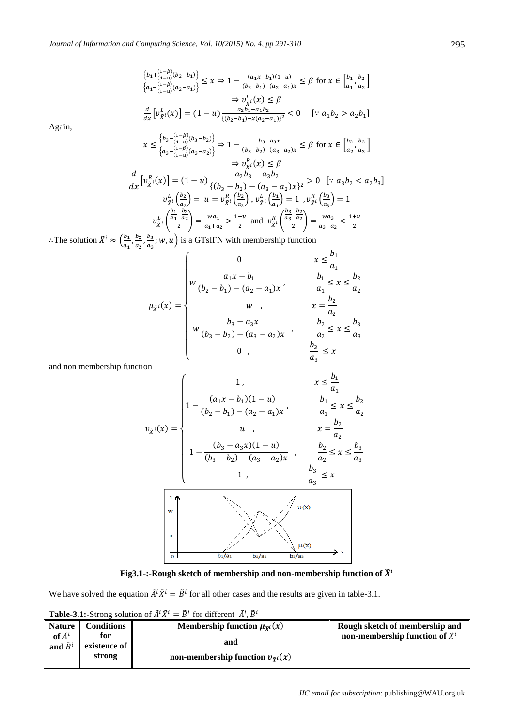$$\frac{\left\{b_1+\frac{(1-\beta)}{(1-u)}(b_2-b_1)\right\}}{\left\{a_1+\frac{(1-\beta)}{(1-u)}(a_2-a_1)\right\}} \le x \Rightarrow 1-\frac{(a_1x-b_1)(1-u)}{(b_2-b_1)-(a_2-a_1)x} \le \beta \text{ for } x \in \left[\frac{b_1}{a_1},\frac{b_2}{a_2}\right]$$

$$\Rightarrow \upsilon^L_{\tilde{X}^i}(x) \le \beta$$

$$\frac{d}{dx}\left[\upsilon^L_{\tilde{X}^i}(x)\right] = (1-u)\frac{a_2b_1-a_1b_2}{\{(b_2-b_1)-x(a_2-a_1)\}^2} < 0 \quad [\because a_1b_2 > a_2b_1]$$

Again,

$$x \le \frac{\left\{b_3-\frac{(1-\beta)}{(1-u)}(b_3-b_2)\right\}}{\left\{a_3-\frac{(1-\beta)}{(1-u)}(a_3-a_2)\right\}} \Rightarrow 1-\frac{b_3-a_3x}{(b_3-b_2)-(a_3-a_2)x} \le \beta \text{ for } x \in \left[\frac{b_2}{a_2},\frac{b_3}{a_3}\right]$$

$$\Rightarrow \upsilon^R_{\tilde{X}^i}(x) \le \beta$$

$$\frac{d}{dx}\left[\upsilon^R_{\tilde{X}^i}(x)\right] = (1-u)\frac{a_2b_3-a_3b_2}{\{(b_3-b_2)-(a_3-a_2)x\}^2} > 0 \quad [\because a_3b_2 < a_2b_3]$$

$$\upsilon^L_{\tilde{X}^i}\left(\frac{b_2}{a_2}\right) = u = \upsilon^R_{\tilde{X}^i}\left(\frac{b_2}{a_2}\right), \upsilon^L_{\tilde{X}^i}\left(\frac{b_1}{a_1}\right) = 1, \upsilon^R_{\tilde{X}^i}\left(\frac{b_3}{a_3}\right) = 1$$

$$\upsilon^L_{\tilde{X}^i}\left(\frac{\frac{b_1}{a_1}+\frac{b_2}{a_2}}{2}\right) = \frac{wa_1}{a_1+a_2} > \frac{1+u}{2} \text{ and } \upsilon^R_{\tilde{X}^i}\left(\frac{\frac{b_3}{a_3}+\frac{b_2}{a_2}}{2}\right) = \frac{wa_3}{a_3+a_2} < \frac{1+u}{2}$$

$\therefore$The solution $\tilde{X}^i \approx \left(\frac{b_1}{a_1},\frac{b_2}{a_2},\frac{b_3}{a_3}; w, u\right)$ is a GTsIFN with membership function

$$\mu_{\tilde{X}^i}(x) = \begin{cases} 0 & x \le \frac{b_1}{a_1} \\ w\frac{a_1x-b_1}{(b_2-b_1)-(a_2-a_1)x}, & \frac{b_1}{a_1} \le x \le \frac{b_2}{a_2} \\ w \quad , & x = \frac{b_2}{a_2} \\ w\frac{b_3-a_3x}{(b_3-b_2)-(a_3-a_2)x} \quad , & \frac{b_2}{a_2} \le x \le \frac{b_3}{a_3} \\ 0 \quad , & \frac{b_3}{a_3} \le x \end{cases}$$

and non membership function

$$\upsilon_{\tilde{X}^i}(x) = \begin{cases} 1\,, & x \le \frac{b_1}{a_1} \\ 1-\frac{(a_1x-b_1)(1-u)}{(b_2-b_1)-(a_2-a_1)x}, & \frac{b_1}{a_1} \le x \le \frac{b_2}{a_2} \\ u \quad , & x = \frac{b_2}{a_2} \\ 1-\frac{(b_3-a_3x)(1-u)}{(b_3-b_2)-(a_3-a_2)x} \quad , & \frac{b_2}{a_2} \le x \le \frac{b_3}{a_3} \\ 1\,, & \frac{b_3}{a_3} \le x \end{cases}$$

**Fig3.1-:-Rough sketch of membership and non-membership function of $\tilde{X}^i$**

We have solved the equation $\tilde{A}^i\tilde{X}^i = \tilde{B}^i$ for all other cases and the results are given in table-3.1.

**Table-3.1:-**Strong solution of $\tilde{A}^i\tilde{X}^i = \tilde{B}^i$ for different $\tilde{A}^i, \tilde{B}^i$

| Nature of $\tilde{A}^i$ and $\tilde{B}^i$ | Conditions for existence of strong | Membership function $\mu_{\tilde{X}^i}(x)$ and non-membership function $\upsilon_{\tilde{X}^i}(x)$ | Rough sketch of membership and non-membership function of $\tilde{X}^i$ |
|---|---|---|---|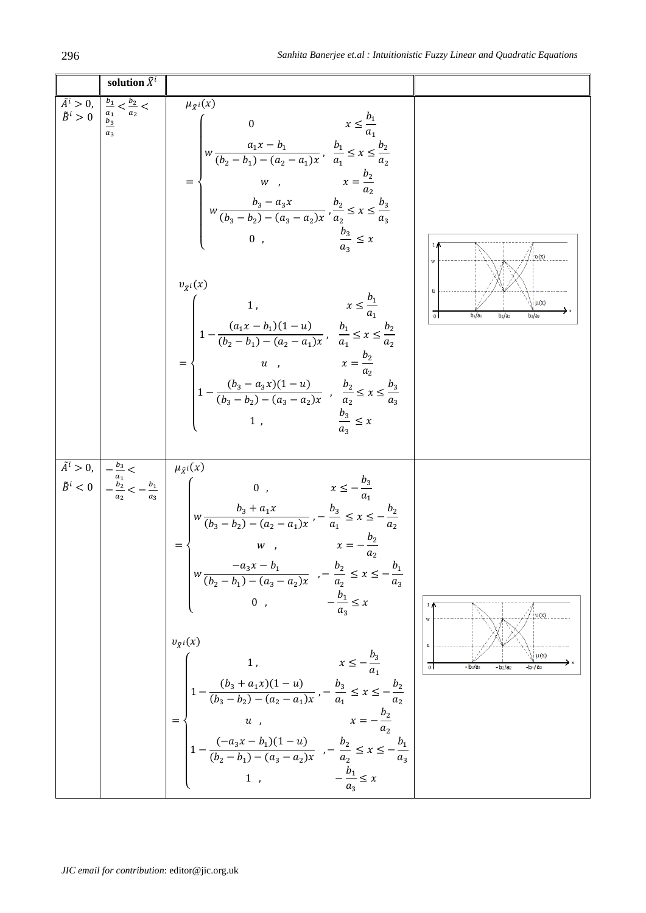|  | solution $\tilde{X}^i$ |  |  |
|---|---|---|---|
| $\tilde{A}^i > 0$, $\tilde{B}^i > 0$ | $\frac{b_1}{a_1} < \frac{b_2}{a_2} < \frac{b_3}{a_3}$ | $\mu_{\tilde{X}^i}(x) = \begin{cases} 0 & x \le \frac{b_1}{a_1} \\ w\frac{a_1x - b_1}{(b_2-b_1)-(a_2-a_1)x}, & \frac{b_1}{a_1} \le x \le \frac{b_2}{a_2} \\ w \quad, & x = \frac{b_2}{a_2} \\ w\frac{b_3 - a_3x}{(b_3-b_2)-(a_3-a_2)x}, & \frac{b_2}{a_2} \le x \le \frac{b_3}{a_3} \\ 0 \quad, & \frac{b_3}{a_3} \le x \end{cases}$ <br> $\upsilon_{\tilde{X}^i}(x) = \begin{cases} 1\,, & x \le \frac{b_1}{a_1} \\ 1 - \frac{(a_1x - b_1)(1-u)}{(b_2-b_1)-(a_2-a_1)x}, & \frac{b_1}{a_1} \le x \le \frac{b_2}{a_2} \\ u \quad, & x = \frac{b_2}{a_2} \\ 1 - \frac{(b_3 - a_3x)(1-u)}{(b_3-b_2)-(a_3-a_2)x}, & \frac{b_2}{a_2} \le x \le \frac{b_3}{a_3} \\ 1\,, & \frac{b_3}{a_3} \le x \end{cases}$ |  |
| $\tilde{A}^i > 0$, $\tilde{B}^i < 0$ | $-\frac{b_3}{a_1} < -\frac{b_2}{a_2} < -\frac{b_1}{a_3}$ | $\mu_{\tilde{X}^i}(x) = \begin{cases} 0\,, & x \le -\frac{b_3}{a_1} \\ w\frac{b_3 + a_1x}{(b_3-b_2)-(a_2-a_1)x}, & -\frac{b_3}{a_1} \le x \le -\frac{b_2}{a_2} \\ w \quad, & x = -\frac{b_2}{a_2} \\ w\frac{-a_3x - b_1}{(b_2-b_1)-(a_3-a_2)x}, & -\frac{b_2}{a_2} \le x \le -\frac{b_1}{a_3} \\ 0 \quad, & -\frac{b_1}{a_3} \le x \end{cases}$ <br> $\upsilon_{\tilde{X}^i}(x) = \begin{cases} 1\,, & x \le -\frac{b_3}{a_1} \\ 1 - \frac{(b_3 + a_1x)(1-u)}{(b_3-b_2)-(a_2-a_1)x}, & -\frac{b_3}{a_1} \le x \le -\frac{b_2}{a_2} \\ u \quad, & x = -\frac{b_2}{a_2} \\ 1 - \frac{(-a_3x - b_1)(1-u)}{(b_2-b_1)-(a_3-a_2)x}, & -\frac{b_2}{a_2} \le x \le -\frac{b_1}{a_3} \\ 1\,, & -\frac{b_1}{a_3} \le x \end{cases}$ |  |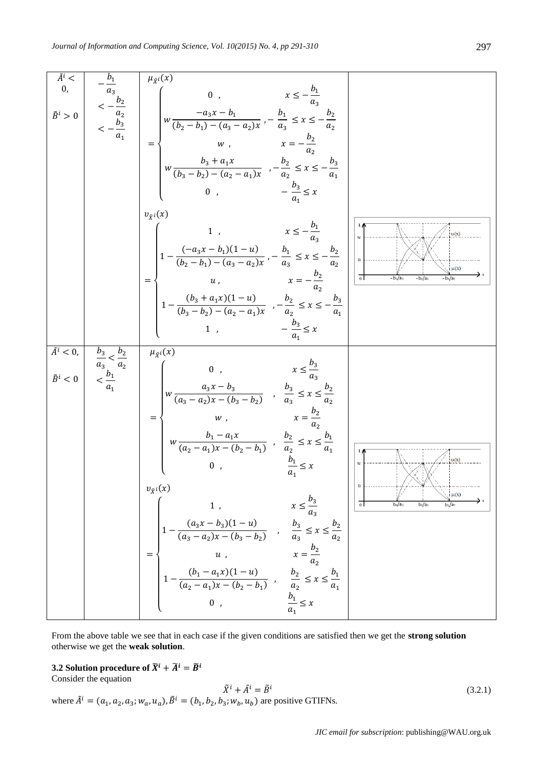| | | | |
|---|---|---|---|
| $\tilde{A}^i < 0$, $\tilde{B}^i > 0$ | $-\frac{b_1}{a_3} < -\frac{b_2}{a_2} < -\frac{b_3}{a_1}$ | $\mu_{\tilde{X}^i}(x) = \begin{cases} 0 \ , & x \le -\frac{b_1}{a_3} \\ w\frac{-a_3x - b_1}{(b_2 - b_1) - (a_3 - a_2)x} \ , & -\frac{b_1}{a_3} \le x \le -\frac{b_2}{a_2} \\ w \ , & x = -\frac{b_2}{a_2} \\ w\frac{b_3 + a_1x}{(b_3 - b_2) - (a_2 - a_1)x} \ , & -\frac{b_2}{a_2} \le x \le -\frac{b_3}{a_1} \\ 0 \ , & -\frac{b_3}{a_1} \le x \end{cases}$ <br> $\upsilon_{\tilde{X}^i}(x) = \begin{cases} 1 \ , & x \le -\frac{b_1}{a_3} \\ 1 - \frac{(-a_3x - b_1)(1-u)}{(b_2 - b_1) - (a_3 - a_2)x} \ , & -\frac{b_1}{a_3} \le x \le -\frac{b_2}{a_2} \\ u \ , & x = -\frac{b_2}{a_2} \\ 1 - \frac{(b_3 + a_1x)(1-u)}{(b_3 - b_2) - (a_2 - a_1)x} \ , & -\frac{b_2}{a_2} \le x \le -\frac{b_3}{a_1} \\ 1 \ , & -\frac{b_3}{a_1} \le x \end{cases}$ | |
| $\tilde{A}^i < 0$, $\tilde{B}^i < 0$ | $\frac{b_3}{a_3} < \frac{b_2}{a_2} < \frac{b_1}{a_1}$ | $\mu_{\tilde{X}^i}(x) = \begin{cases} 0 \ , & x \le \frac{b_3}{a_3} \\ w\frac{a_3x - b_3}{(a_3 - a_2)x - (b_3 - b_2)} \ , & \frac{b_3}{a_3} \le x \le \frac{b_2}{a_2} \\ w \ , & x = \frac{b_2}{a_2} \\ w\frac{b_1 - a_1x}{(a_2 - a_1)x - (b_2 - b_1)} \ , & \frac{b_2}{a_2} \le x \le \frac{b_1}{a_1} \\ 0 \ , & \frac{b_1}{a_1} \le x \end{cases}$ <br> $\upsilon_{\tilde{X}^i}(x) = \begin{cases} 1 \ , & x \le \frac{b_3}{a_3} \\ 1 - \frac{(a_3x - b_3)(1-u)}{(a_3 - a_2)x - (b_3 - b_2)} \ , & \frac{b_3}{a_3} \le x \le \frac{b_2}{a_2} \\ u \ , & x = \frac{b_2}{a_2} \\ 1 - \frac{(b_1 - a_1x)(1-u)}{(a_2 - a_1)x - (b_2 - b_1)} \ , & \frac{b_2}{a_2} \le x \le \frac{b_1}{a_1} \\ 0 \ , & \frac{b_1}{a_1} \le x \end{cases}$ | |

From the above table we see that in each case if the given conditions are satisfied then we get the **strong solution** otherwise we get the **weak solution**.

**3.2 Solution procedure of $\tilde{X}^i + \tilde{A}^i = \tilde{B}^i$**

Consider the equation

$$\tilde{X}^i + \tilde{A}^i = \tilde{B}^i \tag{3.2.1}$$

where $\tilde{A}^i = (a_1, a_2, a_3; w_a, u_a), \tilde{B}^i = (b_1, b_2, b_3; w_b, u_b)$ are positive GTIFNs.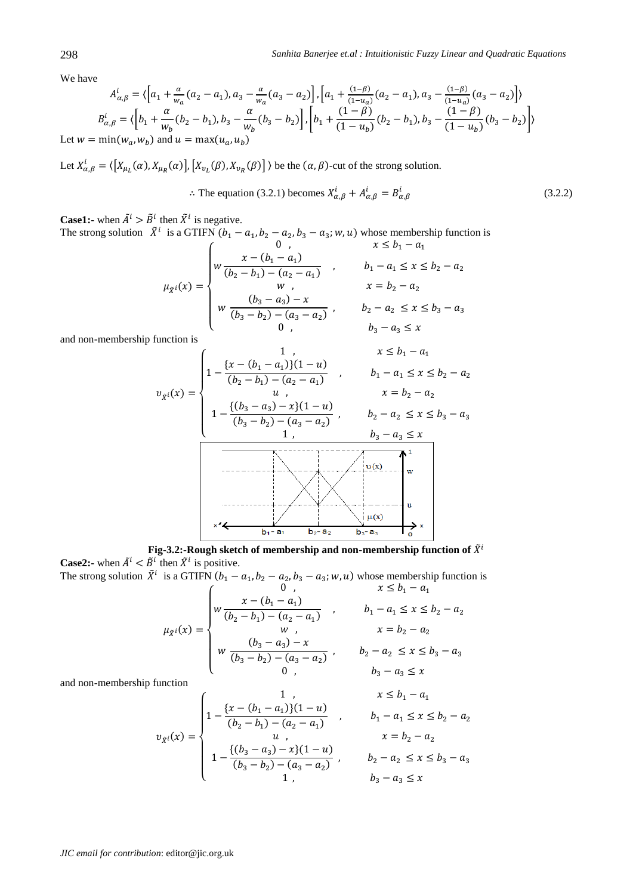We have

$$A^i_{\alpha,\beta} = \langle \left[a_1 + \frac{\alpha}{w_a}(a_2 - a_1), a_3 - \frac{\alpha}{w_a}(a_3 - a_2)\right], \left[a_1 + \frac{(1-\beta)}{(1-u_a)}(a_2 - a_1), a_3 - \frac{(1-\beta)}{(1-u_a)}(a_3 - a_2)\right] \rangle$$

$$B^i_{\alpha,\beta} = \langle \left[b_1 + \frac{\alpha}{w_b}(b_2 - b_1), b_3 - \frac{\alpha}{w_b}(b_3 - b_2)\right], \left[b_1 + \frac{(1-\beta)}{(1-u_b)}(b_2 - b_1), b_3 - \frac{(1-\beta)}{(1-u_b)}(b_3 - b_2)\right] \rangle$$

Let $w = \min(w_a, w_b)$ and $u = \max(u_a, u_b)$

Let $X^i_{\alpha,\beta} = \langle [X_{\mu_L}(\alpha), X_{\mu_R}(\alpha)], [X_{\upsilon_L}(\beta), X_{\upsilon_R}(\beta)] \rangle$ be the $(\alpha, \beta)$-cut of the strong solution.

$$\therefore \text{ The equation (3.2.1) becomes } X^i_{\alpha,\beta} + A^i_{\alpha,\beta} = B^i_{\alpha,\beta} \tag{3.2.2}$$

**Case1:-** when $\tilde{A}^i > \tilde{B}^i$ then $\tilde{X}^i$ is negative.

The strong solution $\tilde{X}^i$ is a GTIFN $(b_1 - a_1, b_2 - a_2, b_3 - a_3; w, u)$ whose membership function is

$$\mu_{\tilde{X}^i}(x) = \begin{cases} 0, & x \le b_1 - a_1 \\ w\dfrac{x - (b_1 - a_1)}{(b_2 - b_1) - (a_2 - a_1)}, & b_1 - a_1 \le x \le b_2 - a_2 \\ w, & x = b_2 - a_2 \\ w\dfrac{(b_3 - a_3) - x}{(b_3 - b_2) - (a_3 - a_2)}, & b_2 - a_2 \le x \le b_3 - a_3 \\ 0, & b_3 - a_3 \le x \end{cases}$$

and non-membership function is

$$\upsilon_{\tilde{X}^i}(x) = \begin{cases} 1, & x \le b_1 - a_1 \\ 1 - \dfrac{\{x - (b_1 - a_1)\}(1-u)}{(b_2 - b_1) - (a_2 - a_1)}, & b_1 - a_1 \le x \le b_2 - a_2 \\ u, & x = b_2 - a_2 \\ 1 - \dfrac{\{(b_3 - a_3) - x\}(1-u)}{(b_3 - b_2) - (a_3 - a_2)}, & b_2 - a_2 \le x \le b_3 - a_3 \\ 1, & b_3 - a_3 \le x \end{cases}$$

**Fig-3.2:-Rough sketch of membership and non-membership function of $\tilde{X}^i$**

**Case2:-** when $\tilde{A}^i < \tilde{B}^i$ then $\tilde{X}^i$ is positive.

The strong solution $\tilde{X}^i$ is a GTIFN $(b_1 - a_1, b_2 - a_2, b_3 - a_3; w, u)$ whose membership function is

$$\mu_{\tilde{X}^i}(x) = \begin{cases} 0, & x \le b_1 - a_1 \\ w\dfrac{x - (b_1 - a_1)}{(b_2 - b_1) - (a_2 - a_1)}, & b_1 - a_1 \le x \le b_2 - a_2 \\ w, & x = b_2 - a_2 \\ w\dfrac{(b_3 - a_3) - x}{(b_3 - b_2) - (a_3 - a_2)}, & b_2 - a_2 \le x \le b_3 - a_3 \\ 0, & b_3 - a_3 \le x \end{cases}$$

and non-membership function

$$\upsilon_{\tilde{X}^i}(x) = \begin{cases} 1, & x \le b_1 - a_1 \\ 1 - \dfrac{\{x - (b_1 - a_1)\}(1-u)}{(b_2 - b_1) - (a_2 - a_1)}, & b_1 - a_1 \le x \le b_2 - a_2 \\ u, & x = b_2 - a_2 \\ 1 - \dfrac{\{(b_3 - a_3) - x\}(1-u)}{(b_3 - b_2) - (a_3 - a_2)}, & b_2 - a_2 \le x \le b_3 - a_3 \\ 1, & b_3 - a_3 \le x \end{cases}$$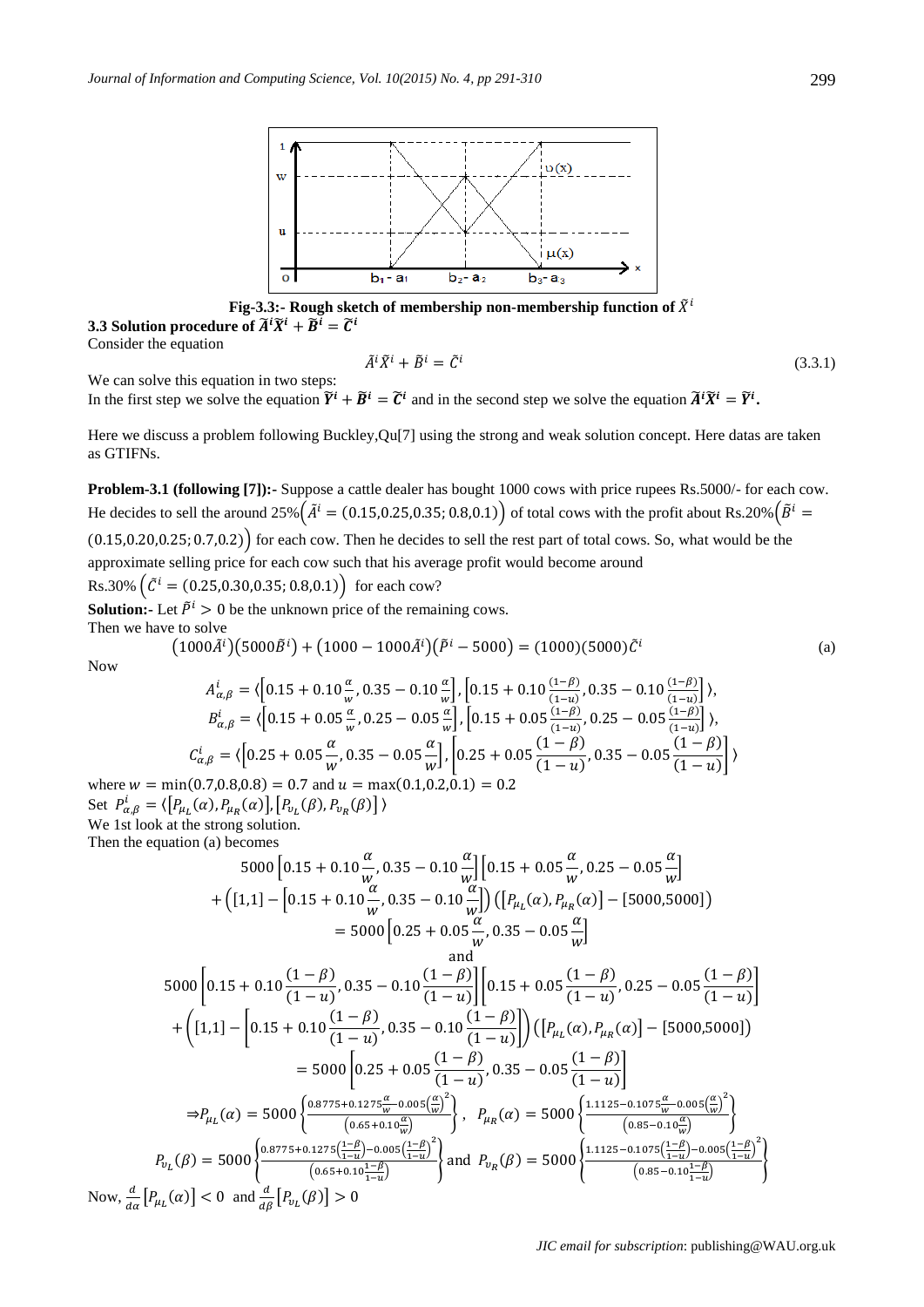Fig-3.3:- Rough sketch of membership non-membership function of $\tilde{X}^i$

### 3.3 Solution procedure of $\tilde{A}^i\tilde{X}^i + \tilde{B}^i = \tilde{C}^i$

Consider the equation

$$\tilde{A}^i\tilde{X}^i + \tilde{B}^i = \tilde{C}^i \tag{3.3.1}$$

We can solve this equation in two steps:

In the first step we solve the equation $\tilde{Y}^i + \tilde{B}^i = \tilde{C}^i$ and in the second step we solve the equation $\tilde{A}^i\tilde{X}^i = \tilde{Y}^i$.

Here we discuss a problem following Buckley,Qu[7] using the strong and weak solution concept. Here datas are taken as GTIFNs.

**Problem-3.1 (following [7]):-** Suppose a cattle dealer has bought 1000 cows with price rupees Rs.5000/- for each cow. He decides to sell the around $25\%\left(\tilde{A}^i = (0.15, 0.25, 0.35; 0.8, 0.1)\right)$ of total cows with the profit about Rs.$20\%\left(\tilde{B}^i = (0.15, 0.20, 0.25; 0.7, 0.2)\right)$ for each cow. Then he decides to sell the rest part of total cows. So, what would be the approximate selling price for each cow such that his average profit would become around Rs.$30\%\left(\tilde{C}^i = (0.25, 0.30, 0.35; 0.8, 0.1)\right)$ for each cow?

**Solution:-** Let $\tilde{P}^i > 0$ be the unknown price of the remaining cows.

Then we have to solve

$$\left(1000\tilde{A}^i\right)\left(5000\tilde{B}^i\right) + \left(1000 - 1000\tilde{A}^i\right)\left(\tilde{P}^i - 5000\right) = (1000)(5000)\tilde{C}^i \tag{a}$$

Now

$$A^i_{\alpha,\beta} = \langle\left[0.15 + 0.10\frac{\alpha}{w}, 0.35 - 0.10\frac{\alpha}{w}\right], \left[0.15 + 0.10\frac{(1-\beta)}{(1-u)}, 0.35 - 0.10\frac{(1-\beta)}{(1-u)}\right]\rangle,$$

$$B^i_{\alpha,\beta} = \langle\left[0.15 + 0.05\frac{\alpha}{w}, 0.25 - 0.05\frac{\alpha}{w}\right], \left[0.15 + 0.05\frac{(1-\beta)}{(1-u)}, 0.25 - 0.05\frac{(1-\beta)}{(1-u)}\right]\rangle,$$

$$C^i_{\alpha,\beta} = \langle\left[0.25 + 0.05\frac{\alpha}{w}, 0.35 - 0.05\frac{\alpha}{w}\right], \left[0.25 + 0.05\frac{(1-\beta)}{(1-u)}, 0.35 - 0.05\frac{(1-\beta)}{(1-u)}\right]\rangle$$

where $w = \min(0.7, 0.8, 0.8) = 0.7$ and $u = \max(0.1, 0.2, 0.1) = 0.2$

Set $P^i_{\alpha,\beta} = \langle\left[P_{\mu_L}(\alpha), P_{\mu_R}(\alpha)\right], \left[P_{\upsilon_L}(\beta), P_{\upsilon_R}(\beta)\right]\rangle$

We 1st look at the strong solution.

Then the equation (a) becomes

$$5000\left[0.15 + 0.10\frac{\alpha}{w}, 0.35 - 0.10\frac{\alpha}{w}\right]\left[0.15 + 0.05\frac{\alpha}{w}, 0.25 - 0.05\frac{\alpha}{w}\right] + \left([1,1] - \left[0.15 + 0.10\frac{\alpha}{w}, 0.35 - 0.10\frac{\alpha}{w}\right]\right)\left(\left[P_{\mu_L}(\alpha), P_{\mu_R}(\alpha)\right] - [5000, 5000]\right) = 5000\left[0.25 + 0.05\frac{\alpha}{w}, 0.35 - 0.05\frac{\alpha}{w}\right]$$

and

$$5000\left[0.15 + 0.10\frac{(1-\beta)}{(1-u)}, 0.35 - 0.10\frac{(1-\beta)}{(1-u)}\right]\left[0.15 + 0.05\frac{(1-\beta)}{(1-u)}, 0.25 - 0.05\frac{(1-\beta)}{(1-u)}\right] + \left([1,1] - \left[0.15 + 0.10\frac{(1-\beta)}{(1-u)}, 0.35 - 0.10\frac{(1-\beta)}{(1-u)}\right]\right)\left(\left[P_{\mu_L}(\alpha), P_{\mu_R}(\alpha)\right] - [5000, 5000]\right) = 5000\left[0.25 + 0.05\frac{(1-\beta)}{(1-u)}, 0.35 - 0.05\frac{(1-\beta)}{(1-u)}\right]$$

$$\Rightarrow P_{\mu_L}(\alpha) = 5000\left\{\frac{0.8775 + 0.1275\frac{\alpha}{w} - 0.005\left(\frac{\alpha}{w}\right)^2}{\left(0.65 + 0.10\frac{\alpha}{w}\right)}\right\}, \quad P_{\mu_R}(\alpha) = 5000\left\{\frac{1.1125 - 0.1075\frac{\alpha}{w} - 0.005\left(\frac{\alpha}{w}\right)^2}{\left(0.85 - 0.10\frac{\alpha}{w}\right)}\right\}$$

$$P_{\upsilon_L}(\beta) = 5000\left\{\frac{0.8775 + 0.1275\left(\frac{1-\beta}{1-u}\right) - 0.005\left(\frac{1-\beta}{1-u}\right)^2}{\left(0.65 + 0.10\frac{1-\beta}{1-u}\right)}\right\} \text{ and } P_{\upsilon_R}(\beta) = 5000\left\{\frac{1.1125 - 0.1075\left(\frac{1-\beta}{1-u}\right) - 0.005\left(\frac{1-\beta}{1-u}\right)^2}{\left(0.85 - 0.10\frac{1-\beta}{1-u}\right)}\right\}$$

Now, $\frac{d}{d\alpha}\left[P_{\mu_L}(\alpha)\right] < 0$ and $\frac{d}{d\beta}\left[P_{\upsilon_L}(\beta)\right] > 0$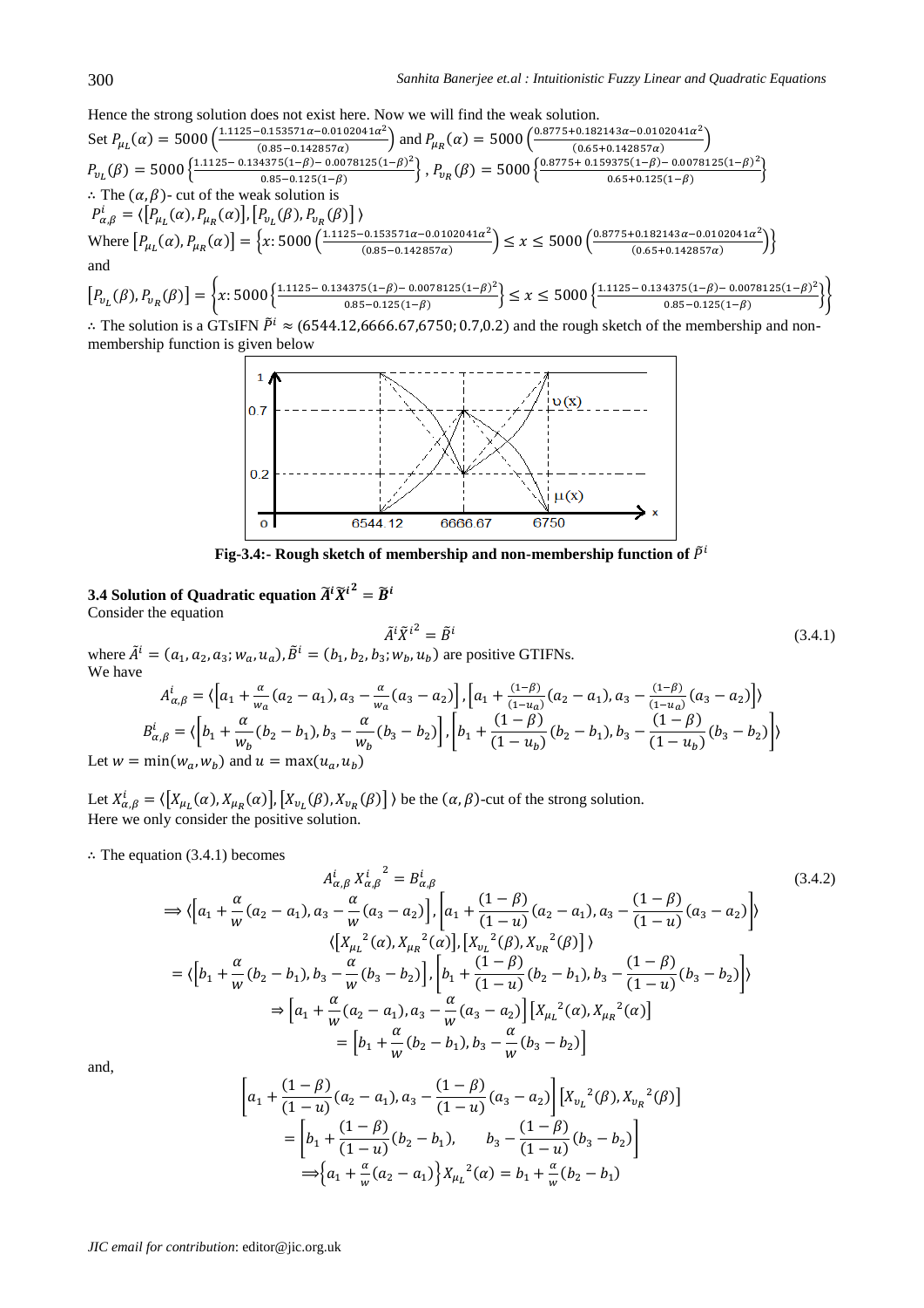Hence the strong solution does not exist here. Now we will find the weak solution.

Set $P_{\mu_L}(\alpha) = 5000\left(\frac{1.1125-0.153571\alpha-0.0102041\alpha^2}{(0.85-0.142857\alpha)}\right)$ and $P_{\mu_R}(\alpha) = 5000\left(\frac{0.8775+0.182143\alpha-0.0102041\alpha^2}{(0.65+0.142857\alpha)}\right)$

$P_{\upsilon_L}(\beta) = 5000\left\{\frac{1.1125-0.134375(1-\beta)-0.0078125(1-\beta)^2}{0.85-0.125(1-\beta)}\right\}$, $P_{\upsilon_R}(\beta) = 5000\left\{\frac{0.8775+0.159375(1-\beta)-0.0078125(1-\beta)^2}{0.65+0.125(1-\beta)}\right\}$

$\therefore$ The $(\alpha, \beta)$- cut of the weak solution is

$P^i_{\alpha,\beta} = \langle [P_{\mu_L}(\alpha), P_{\mu_R}(\alpha)], [P_{\upsilon_L}(\beta), P_{\upsilon_R}(\beta)] \rangle$

Where $[P_{\mu_L}(\alpha), P_{\mu_R}(\alpha)] = \left\{x: 5000\left(\frac{1.1125-0.153571\alpha-0.0102041\alpha^2}{(0.85-0.142857\alpha)}\right) \le x \le 5000\left(\frac{0.8775+0.182143\alpha-0.0102041\alpha^2}{(0.65+0.142857\alpha)}\right)\right\}$

and

$$[P_{\upsilon_L}(\beta), P_{\upsilon_R}(\beta)] = \left\{x: 5000\left\{\frac{1.1125-0.134375(1-\beta)-0.0078125(1-\beta)^2}{0.85-0.125(1-\beta)}\right\} \le x \le 5000\left\{\frac{1.1125-0.134375(1-\beta)-0.0078125(1-\beta)^2}{0.85-0.125(1-\beta)}\right\}\right\}$$

$\therefore$ The solution is a GTsIFN $\tilde{P}^i \approx (6544.12, 6666.67, 6750; 0.7, 0.2)$ and the rough sketch of the membership and non-membership function is given below

**Fig-3.4:- Rough sketch of membership and non-membership function of $\tilde{P}^i$**

### 3.4 Solution of Quadratic equation $\tilde{A}^i\tilde{X}^{i^2} = \tilde{B}^i$

Consider the equation

$$\tilde{A}^i\tilde{X}^{i^2} = \tilde{B}^i \tag{3.4.1}$$

where $\tilde{A}^i = (a_1, a_2, a_3; w_a, u_a), \tilde{B}^i = (b_1, b_2, b_3; w_b, u_b)$ are positive GTIFNs.

We have

$$A^i_{\alpha,\beta} = \langle\left[a_1 + \frac{\alpha}{w_a}(a_2 - a_1), a_3 - \frac{\alpha}{w_a}(a_3 - a_2)\right], \left[a_1 + \frac{(1-\beta)}{(1-u_a)}(a_2 - a_1), a_3 - \frac{(1-\beta)}{(1-u_a)}(a_3 - a_2)\right]\rangle$$

$$B^i_{\alpha,\beta} = \langle\left[b_1 + \frac{\alpha}{w_b}(b_2 - b_1), b_3 - \frac{\alpha}{w_b}(b_3 - b_2)\right], \left[b_1 + \frac{(1-\beta)}{(1-u_b)}(b_2 - b_1), b_3 - \frac{(1-\beta)}{(1-u_b)}(b_3 - b_2)\right]\rangle$$

Let $w = \min(w_a, w_b)$ and $u = \max(u_a, u_b)$

Let $X^i_{\alpha,\beta} = \langle [X_{\mu_L}(\alpha), X_{\mu_R}(\alpha)], [X_{\upsilon_L}(\beta), X_{\upsilon_R}(\beta)] \rangle$ be the $(\alpha, \beta)$-cut of the strong solution.

Here we only consider the positive solution.

$\therefore$ The equation (3.4.1) becomes

$$A^i_{\alpha,\beta}\, {X^i_{\alpha,\beta}}^2 = B^i_{\alpha,\beta} \tag{3.4.2}$$

$$\Rightarrow \langle\left[a_1 + \frac{\alpha}{w}(a_2 - a_1), a_3 - \frac{\alpha}{w}(a_3 - a_2)\right], \left[a_1 + \frac{(1-\beta)}{(1-u)}(a_2 - a_1), a_3 - \frac{(1-\beta)}{(1-u)}(a_3 - a_2)\right]\rangle$$
$$\langle [{X_{\mu_L}}^2(\alpha), {X_{\mu_R}}^2(\alpha)], [{X_{\upsilon_L}}^2(\beta), {X_{\upsilon_R}}^2(\beta)] \rangle$$
$$= \langle\left[b_1 + \frac{\alpha}{w}(b_2 - b_1), b_3 - \frac{\alpha}{w}(b_3 - b_2)\right], \left[b_1 + \frac{(1-\beta)}{(1-u)}(b_2 - b_1), b_3 - \frac{(1-\beta)}{(1-u)}(b_3 - b_2)\right]\rangle$$
$$\Rightarrow \left[a_1 + \frac{\alpha}{w}(a_2 - a_1), a_3 - \frac{\alpha}{w}(a_3 - a_2)\right][{X_{\mu_L}}^2(\alpha), {X_{\mu_R}}^2(\alpha)]$$
$$= \left[b_1 + \frac{\alpha}{w}(b_2 - b_1), b_3 - \frac{\alpha}{w}(b_3 - b_2)\right]$$

and,

$$\left[a_1 + \frac{(1-\beta)}{(1-u)}(a_2 - a_1), a_3 - \frac{(1-\beta)}{(1-u)}(a_3 - a_2)\right][{X_{\upsilon_L}}^2(\beta), {X_{\upsilon_R}}^2(\beta)]$$
$$= \left[b_1 + \frac{(1-\beta)}{(1-u)}(b_2 - b_1), \quad b_3 - \frac{(1-\beta)}{(1-u)}(b_3 - b_2)\right]$$
$$\Rightarrow \left\{a_1 + \frac{\alpha}{w}(a_2 - a_1)\right\}{X_{\mu_L}}^2(\alpha) = b_1 + \frac{\alpha}{w}(b_2 - b_1)$$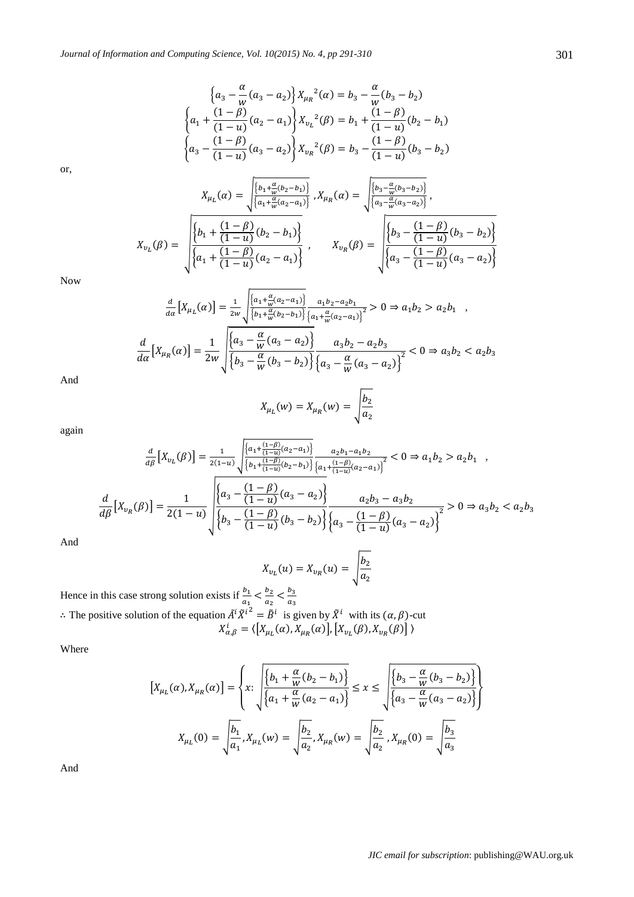$$\left\{a_3 - \frac{\alpha}{w}(a_3 - a_2)\right\} {X_{\mu_R}}^2(\alpha) = b_3 - \frac{\alpha}{w}(b_3 - b_2)$$

$$\left\{a_1 + \frac{(1-\beta)}{(1-u)}(a_2 - a_1)\right\} {X_{\upsilon_L}}^2(\beta) = b_1 + \frac{(1-\beta)}{(1-u)}(b_2 - b_1)$$

$$\left\{a_3 - \frac{(1-\beta)}{(1-u)}(a_3 - a_2)\right\} {X_{\upsilon_R}}^2(\beta) = b_3 - \frac{(1-\beta)}{(1-u)}(b_3 - b_2)$$

or,

$$X_{\mu_L}(\alpha) = \sqrt{\frac{\left\{b_1 + \frac{\alpha}{w}(b_2 - b_1)\right\}}{\left\{a_1 + \frac{\alpha}{w}(a_2 - a_1)\right\}}}\ , X_{\mu_R}(\alpha) = \sqrt{\frac{\left\{b_3 - \frac{\alpha}{w}(b_3 - b_2)\right\}}{\left\{a_3 - \frac{\alpha}{w}(a_3 - a_2)\right\}}}\ ,$$

$$X_{\upsilon_L}(\beta) = \sqrt{\frac{\left\{b_1 + \frac{(1-\beta)}{(1-u)}(b_2 - b_1)\right\}}{\left\{a_1 + \frac{(1-\beta)}{(1-u)}(a_2 - a_1)\right\}}}\ , \qquad X_{\upsilon_R}(\beta) = \sqrt{\frac{\left\{b_3 - \frac{(1-\beta)}{(1-u)}(b_3 - b_2)\right\}}{\left\{a_3 - \frac{(1-\beta)}{(1-u)}(a_3 - a_2)\right\}}}$$

Now

$$\frac{d}{d\alpha}\left[X_{\mu_L}(\alpha)\right] = \frac{1}{2w}\sqrt{\frac{\left\{a_1 + \frac{\alpha}{w}(a_2 - a_1)\right\}}{\left\{b_1 + \frac{\alpha}{w}(b_2 - b_1)\right\}}}\frac{a_1 b_2 - a_2 b_1}{\left\{a_1 + \frac{\alpha}{w}(a_2 - a_1)\right\}^2} > 0 \Rightarrow a_1 b_2 > a_2 b_1 \quad ,$$

$$\frac{d}{d\alpha}\left[X_{\mu_R}(\alpha)\right] = \frac{1}{2w}\sqrt{\frac{\left\{a_3 - \frac{\alpha}{w}(a_3 - a_2)\right\}}{\left\{b_3 - \frac{\alpha}{w}(b_3 - b_2)\right\}}}\frac{a_3 b_2 - a_2 b_3}{\left\{a_3 - \frac{\alpha}{w}(a_3 - a_2)\right\}^2} < 0 \Rightarrow a_3 b_2 < a_2 b_3$$

And

$$X_{\mu_L}(w) = X_{\mu_R}(w) = \sqrt{\frac{b_2}{a_2}}$$

again

$$\frac{d}{d\beta}\left[X_{\upsilon_L}(\beta)\right] = \frac{1}{2(1-u)}\sqrt{\frac{\left\{a_1 + \frac{(1-\beta)}{(1-u)}(a_2 - a_1)\right\}}{\left\{b_1 + \frac{(1-\beta)}{(1-u)}(b_2 - b_1)\right\}}}\frac{a_2 b_1 - a_1 b_2}{\left\{a_1 + \frac{(1-\beta)}{(1-u)}(a_2 - a_1)\right\}^2} < 0 \Rightarrow a_1 b_2 > a_2 b_1 \quad ,$$

$$\frac{d}{d\beta}\left[X_{\upsilon_R}(\beta)\right] = \frac{1}{2(1-u)}\sqrt{\frac{\left\{a_3 - \frac{(1-\beta)}{(1-u)}(a_3 - a_2)\right\}}{\left\{b_3 - \frac{(1-\beta)}{(1-u)}(b_3 - b_2)\right\}}}\frac{a_2 b_3 - a_3 b_2}{\left\{a_3 - \frac{(1-\beta)}{(1-u)}(a_3 - a_2)\right\}^2} > 0 \Rightarrow a_3 b_2 < a_2 b_3$$

And

$$X_{\upsilon_L}(u) = X_{\upsilon_R}(u) = \sqrt{\frac{b_2}{a_2}}$$

Hence in this case strong solution exists if $\frac{b_1}{a_1} < \frac{b_2}{a_2} < \frac{b_3}{a_3}$

$\therefore$ The positive solution of the equation $\tilde{A}^i {\tilde{X}^i}{}^2 = \tilde{B}^i$ is given by $\tilde{X}^i$ with its $(\alpha, \beta)$-cut

$$X^i_{\alpha,\beta} = \langle \left[X_{\mu_L}(\alpha), X_{\mu_R}(\alpha)\right], \left[X_{\upsilon_L}(\beta), X_{\upsilon_R}(\beta)\right] \rangle$$

Where

$$\left[X_{\mu_L}(\alpha), X_{\mu_R}(\alpha)\right] = \left\{x : \sqrt{\frac{\left\{b_1 + \frac{\alpha}{w}(b_2 - b_1)\right\}}{\left\{a_1 + \frac{\alpha}{w}(a_2 - a_1)\right\}}} \le x \le \sqrt{\frac{\left\{b_3 - \frac{\alpha}{w}(b_3 - b_2)\right\}}{\left\{a_3 - \frac{\alpha}{w}(a_3 - a_2)\right\}}}\right\}$$

$$X_{\mu_L}(0) = \sqrt{\frac{b_1}{a_1}}, X_{\mu_L}(w) = \sqrt{\frac{b_2}{a_2}}, X_{\mu_R}(w) = \sqrt{\frac{b_2}{a_2}}\ , X_{\mu_R}(0) = \sqrt{\frac{b_3}{a_3}}$$

And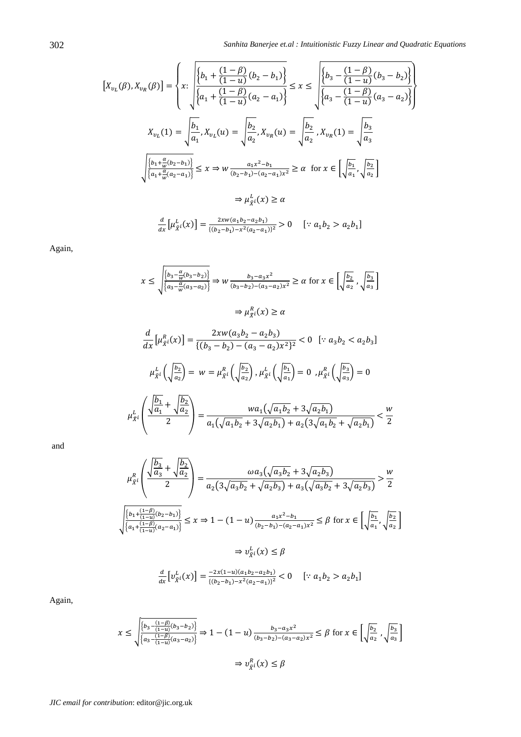$$\left[X_{\upsilon_L}(\beta), X_{\upsilon_R}(\beta)\right] = \left\{ x: \sqrt{\frac{\left\{b_1 + \frac{(1-\beta)}{(1-u)}(b_2 - b_1)\right\}}{\left\{a_1 + \frac{(1-\beta)}{(1-u)}(a_2 - a_1)\right\}}} \le x \le \sqrt{\frac{\left\{b_3 - \frac{(1-\beta)}{(1-u)}(b_3 - b_2)\right\}}{\left\{a_3 - \frac{(1-\beta)}{(1-u)}(a_3 - a_2)\right\}}} \right\}$$

$$X_{\upsilon_L}(1) = \sqrt{\frac{b_1}{a_1}}, X_{\upsilon_L}(u) = \sqrt{\frac{b_2}{a_2}}, X_{\upsilon_R}(u) = \sqrt{\frac{b_2}{a_2}}, X_{\upsilon_R}(1) = \sqrt{\frac{b_3}{a_3}}$$

$$\sqrt{\frac{\left\{b_1 + \frac{\alpha}{w}(b_2 - b_1)\right\}}{\left\{a_1 + \frac{\alpha}{w}(a_2 - a_1)\right\}}} \le x \Rightarrow w\frac{a_1x^2 - b_1}{(b_2 - b_1) - (a_2 - a_1)x^2} \ge \alpha \text{ for } x \in \left[\sqrt{\frac{b_1}{a_1}}, \sqrt{\frac{b_2}{a_2}}\right]$$

$$\Rightarrow \mu_{\tilde{X}^i}^L(x) \ge \alpha$$

$$\frac{d}{dx}\left[\mu_{\tilde{X}^i}^L(x)\right] = \frac{2xw(a_1b_2 - a_2b_1)}{\{(b_2 - b_1) - x^2(a_2 - a_1)\}^2} > 0 \quad [\because a_1b_2 > a_2b_1]$$

Again,

$$x \le \sqrt{\frac{\left\{b_3 - \frac{\alpha}{w}(b_3 - b_2)\right\}}{\left\{a_3 - \frac{\alpha}{w}(a_3 - a_2)\right\}}} \Rightarrow w\frac{b_3 - a_3x^2}{(b_3 - b_2) - (a_3 - a_2)x^2} \ge \alpha \text{ for } x \in \left[\sqrt{\frac{b_2}{a_2}}, \sqrt{\frac{b_3}{a_3}}\right]$$

$$\Rightarrow \mu_{\tilde{X}^i}^R(x) \ge \alpha$$

$$\frac{d}{dx}\left[\mu_{\tilde{X}^i}^R(x)\right] = \frac{2xw(a_3b_2 - a_2b_3)}{\{(b_3 - b_2) - (a_3 - a_2)x^2\}^2} < 0 \quad [\because a_3b_2 < a_2b_3]$$

$$\mu_{\tilde{X}^i}^L\left(\sqrt{\frac{b_2}{a_2}}\right) = w = \mu_{\tilde{X}^i}^R\left(\sqrt{\frac{b_2}{a_2}}\right), \mu_{\tilde{X}^i}^L\left(\sqrt{\frac{b_1}{a_1}}\right) = 0, \mu_{\tilde{X}^i}^R\left(\sqrt{\frac{b_3}{a_3}}\right) = 0$$

$$\mu_{\tilde{X}^i}^L\left(\frac{\sqrt{\frac{b_1}{a_1}} + \sqrt{\frac{b_2}{a_2}}}{2}\right) = \frac{wa_1\left(\sqrt{a_1b_2} + 3\sqrt{a_2b_1}\right)}{a_1\left(\sqrt{a_1b_2} + 3\sqrt{a_2b_1}\right) + a_2\left(3\sqrt{a_1b_2} + \sqrt{a_2b_1}\right)} < \frac{w}{2}$$

and

$$\mu_{\tilde{X}^i}^R\left(\frac{\sqrt{\frac{b_3}{a_3}} + \sqrt{\frac{b_2}{a_2}}}{2}\right) = \frac{\omega a_3\left(\sqrt{a_3b_2} + 3\sqrt{a_2b_3}\right)}{a_2\left(3\sqrt{a_3b_2} + \sqrt{a_2b_3}\right) + a_3\left(\sqrt{a_3b_2} + 3\sqrt{a_2b_3}\right)} > \frac{w}{2}$$

$$\sqrt{\frac{\left\{b_1 + \frac{(1-\beta)}{(1-u)}(b_2 - b_1)\right\}}{\left\{a_1 + \frac{(1-\beta)}{(1-u)}(a_2 - a_1)\right\}}} \le x \Rightarrow 1 - (1-u)\frac{a_1x^2 - b_1}{(b_2 - b_1) - (a_2 - a_1)x^2} \le \beta \text{ for } x \in \left[\sqrt{\frac{b_1}{a_1}}, \sqrt{\frac{b_2}{a_2}}\right]$$

$$\Rightarrow \upsilon_{\tilde{X}^i}^L(x) \le \beta$$

$$\frac{d}{dx}\left[\upsilon_{\tilde{X}^i}^L(x)\right] = \frac{-2x(1-u)(a_1b_2 - a_2b_1)}{\{(b_2 - b_1) - x^2(a_2 - a_1)\}^2} < 0 \quad [\because a_1b_2 > a_2b_1]$$

Again,

$$x \le \sqrt{\frac{\left\{b_3 - \frac{(1-\beta)}{(1-u)}(b_3 - b_2)\right\}}{\left\{a_3 - \frac{(1-\beta)}{(1-u)}(a_3 - a_2)\right\}}} \Rightarrow 1 - (1-u)\frac{b_3 - a_3x^2}{(b_3 - b_2) - (a_3 - a_2)x^2} \le \beta \text{ for } x \in \left[\sqrt{\frac{b_2}{a_2}}, \sqrt{\frac{b_3}{a_3}}\right]$$

$$\Rightarrow \upsilon_{\tilde{X}^i}^R(x) \le \beta$$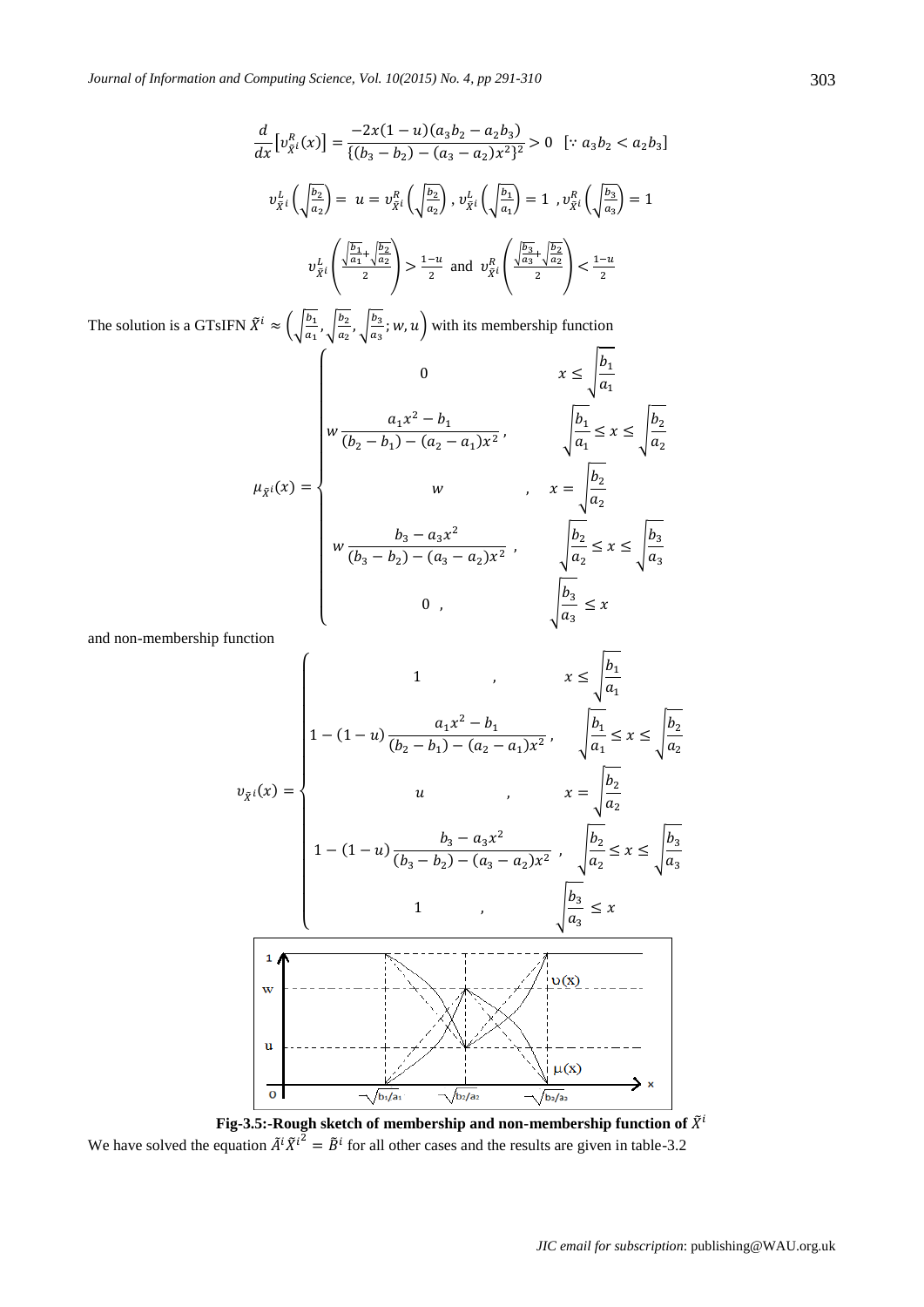$$\frac{d}{dx}\left[\upsilon^{R}_{\tilde{X}^i}(x)\right] = \frac{-2x(1-u)(a_3b_2 - a_2b_3)}{\{(b_3 - b_2) - (a_3 - a_2)x^2\}^2} > 0 \quad [\because a_3b_2 < a_2b_3]$$

$$\upsilon^{L}_{\tilde{X}^i}\left(\sqrt{\frac{b_2}{a_2}}\right) = u = \upsilon^{R}_{\tilde{X}^i}\left(\sqrt{\frac{b_2}{a_2}}\right),\ \upsilon^{L}_{\tilde{X}^i}\left(\sqrt{\frac{b_1}{a_1}}\right) = 1,\ \upsilon^{R}_{\tilde{X}^i}\left(\sqrt{\frac{b_3}{a_3}}\right) = 1$$

$$\upsilon^{L}_{\tilde{X}^i}\left(\frac{\sqrt{\frac{b_1}{a_1}} + \sqrt{\frac{b_2}{a_2}}}{2}\right) > \frac{1-u}{2} \text{ and } \upsilon^{R}_{\tilde{X}^i}\left(\frac{\sqrt{\frac{b_3}{a_3}} + \sqrt{\frac{b_2}{a_2}}}{2}\right) < \frac{1-u}{2}$$

The solution is a GTsIFN $\tilde{X}^i \approx \left(\sqrt{\frac{b_1}{a_1}}, \sqrt{\frac{b_2}{a_2}}, \sqrt{\frac{b_3}{a_3}}; w, u\right)$ with its membership function

$$\mu_{\tilde{X}^i}(x) = \begin{cases} 0 & x \le \sqrt{\frac{b_1}{a_1}} \\ w\dfrac{a_1x^2 - b_1}{(b_2 - b_1) - (a_2 - a_1)x^2}, & \sqrt{\frac{b_1}{a_1}} \le x \le \sqrt{\frac{b_2}{a_2}} \\ w, & x = \sqrt{\frac{b_2}{a_2}} \\ w\dfrac{b_3 - a_3x^2}{(b_3 - b_2) - (a_3 - a_2)x^2}, & \sqrt{\frac{b_2}{a_2}} \le x \le \sqrt{\frac{b_3}{a_3}} \\ 0, & \sqrt{\frac{b_3}{a_3}} \le x \end{cases}$$

and non-membership function

$$\upsilon_{\tilde{X}^i}(x) = \begin{cases} 1, & x \le \sqrt{\frac{b_1}{a_1}} \\ 1 - (1-u)\dfrac{a_1x^2 - b_1}{(b_2 - b_1) - (a_2 - a_1)x^2}, & \sqrt{\frac{b_1}{a_1}} \le x \le \sqrt{\frac{b_2}{a_2}} \\ u, & x = \sqrt{\frac{b_2}{a_2}} \\ 1 - (1-u)\dfrac{b_3 - a_3x^2}{(b_3 - b_2) - (a_3 - a_2)x^2}, & \sqrt{\frac{b_2}{a_2}} \le x \le \sqrt{\frac{b_3}{a_3}} \\ 1, & \sqrt{\frac{b_3}{a_3}} \le x \end{cases}$$

**Fig-3.5:-Rough sketch of membership and non-membership function of $\tilde{X}^i$**

We have solved the equation $\tilde{A}^i\tilde{X}^{i^2} = \tilde{B}^i$ for all other cases and the results are given in table-3.2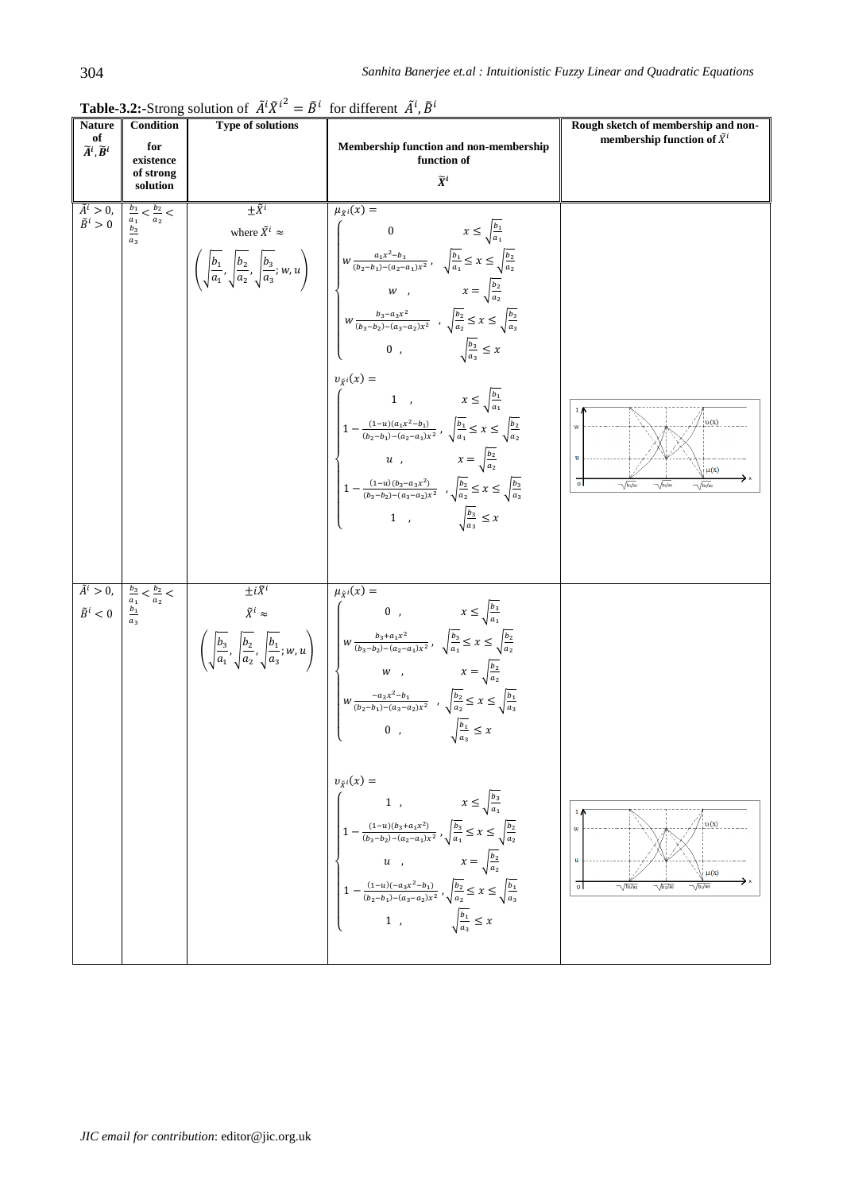**Table-3.2:-**Strong solution of $\tilde{A}^i\tilde{X}^{i^2} = \tilde{B}^i$ for different $\tilde{A}^i, \tilde{B}^i$

| Nature of $\tilde{A}^i, \tilde{B}^i$ | Condition for existence of strong solution | Type of solutions | Membership function and non-membership function of $\tilde{X}^i$ | Rough sketch of membership and non-membership function of $\tilde{X}^i$ |
|---|---|---|---|---|
| $\tilde{A}^i > 0$, $\tilde{B}^i > 0$ | $\frac{b_1}{a_1} < \frac{b_2}{a_2} < \frac{b_3}{a_3}$ | $\pm\tilde{X}^i$ where $\tilde{X}^i \approx \left(\sqrt{\frac{b_1}{a_1}}, \sqrt{\frac{b_2}{a_2}}, \sqrt{\frac{b_3}{a_3}}; w, u\right)$ | $\mu_{\tilde{X}^i}(x) = \begin{cases} 0 & x \le \sqrt{\frac{b_1}{a_1}} \\ w\frac{a_1x^2-b_1}{(b_2-b_1)-(a_2-a_1)x^2}, & \sqrt{\frac{b_1}{a_1}} \le x \le \sqrt{\frac{b_2}{a_2}} \\ w, & x = \sqrt{\frac{b_2}{a_2}} \\ w\frac{b_3-a_3x^2}{(b_3-b_2)-(a_3-a_2)x^2}, & \sqrt{\frac{b_2}{a_2}} \le x \le \sqrt{\frac{b_3}{a_3}} \\ 0, & \sqrt{\frac{b_3}{a_3}} \le x \end{cases}$ <br> $\upsilon_{\tilde{X}^i}(x) = \begin{cases} 1, & x \le \sqrt{\frac{b_1}{a_1}} \\ 1-\frac{(1-u)(a_1x^2-b_1)}{(b_2-b_1)-(a_2-a_1)x^2}, & \sqrt{\frac{b_1}{a_1}} \le x \le \sqrt{\frac{b_2}{a_2}} \\ u, & x = \sqrt{\frac{b_2}{a_2}} \\ 1-\frac{(1-u)(b_3-a_3x^2)}{(b_3-b_2)-(a_3-a_2)x^2}, & \sqrt{\frac{b_2}{a_2}} \le x \le \sqrt{\frac{b_3}{a_3}} \\ 1, & \sqrt{\frac{b_3}{a_3}} \le x \end{cases}$ | |
| $\tilde{A}^i > 0$, $\tilde{B}^i < 0$ | $\frac{b_3}{a_1} < \frac{b_2}{a_2} < \frac{b_1}{a_3}$ | $\pm i\tilde{X}^i$ <br> $\tilde{X}^i \approx \left(\sqrt{\frac{b_3}{a_1}}, \sqrt{\frac{b_2}{a_2}}, \sqrt{\frac{b_1}{a_3}}; w, u\right)$ | $\mu_{\tilde{X}^i}(x) = \begin{cases} 0, & x \le \sqrt{\frac{b_3}{a_1}} \\ w\frac{b_3+a_1x^2}{(b_3-b_2)-(a_2-a_1)x^2}, & \sqrt{\frac{b_3}{a_1}} \le x \le \sqrt{\frac{b_2}{a_2}} \\ w, & x = \sqrt{\frac{b_2}{a_2}} \\ w\frac{-a_3x^2-b_1}{(b_2-b_1)-(a_3-a_2)x^2}, & \sqrt{\frac{b_2}{a_2}} \le x \le \sqrt{\frac{b_1}{a_3}} \\ 0, & \sqrt{\frac{b_1}{a_3}} \le x \end{cases}$ <br> $\upsilon_{\tilde{X}^i}(x) = \begin{cases} 1, & x \le \sqrt{\frac{b_3}{a_1}} \\ 1-\frac{(1-u)(b_3+a_1x^2)}{(b_3-b_2)-(a_2-a_1)x^2}, & \sqrt{\frac{b_3}{a_1}} \le x \le \sqrt{\frac{b_2}{a_2}} \\ u, & x = \sqrt{\frac{b_2}{a_2}} \\ 1-\frac{(1-u)(-a_3x^2-b_1)}{(b_2-b_1)-(a_3-a_2)x^2}, & \sqrt{\frac{b_2}{a_2}} \le x \le \sqrt{\frac{b_1}{a_3}} \\ 1, & \sqrt{\frac{b_1}{a_3}} \le x \end{cases}$ | |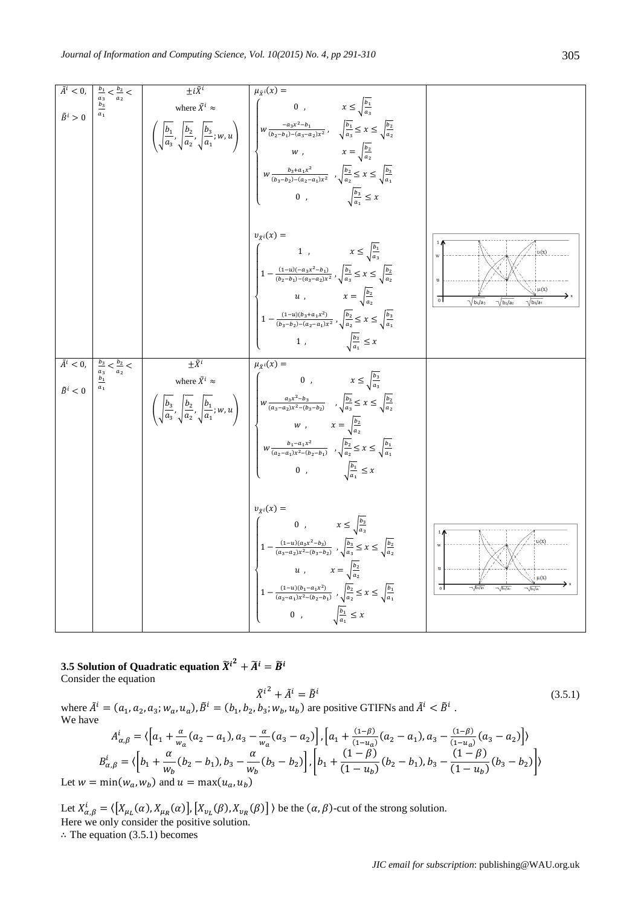| | | | | |
|---|---|---|---|---|
| $\tilde{A}^i < 0,$ $\tilde{B}^i > 0$ | $\frac{b_1}{a_3} < \frac{b_2}{a_2} < \frac{b_3}{a_1}$ | $\pm i\tilde{X}^i$ where $\tilde{X}^i \approx \left(\sqrt{\frac{b_1}{a_3}}, \sqrt{\frac{b_2}{a_2}}, \sqrt{\frac{b_3}{a_1}}; w, u\right)$ | $\mu_{\tilde{X}^i}(x) = \begin{cases} 0\ , & x \le \sqrt{\frac{b_1}{a_3}} \\ w\frac{-a_3x^2-b_1}{(b_2-b_1)-(a_3-a_2)x^2}\ , & \sqrt{\frac{b_1}{a_3}} \le x \le \sqrt{\frac{b_2}{a_2}} \\ w\ , & x = \sqrt{\frac{b_2}{a_2}} \\ w\frac{b_3+a_1x^2}{(b_3-b_2)-(a_2-a_1)x^2}\ , & \sqrt{\frac{b_2}{a_2}} \le x \le \sqrt{\frac{b_3}{a_1}} \\ 0\ , & \sqrt{\frac{b_3}{a_1}} \le x \end{cases}$ | |
| | | | $\upsilon_{\tilde{X}^i}(x) = \begin{cases} 1\ , & x \le \sqrt{\frac{b_1}{a_3}} \\ 1-\frac{(1-u)(-a_3x^2-b_1)}{(b_2-b_1)-(a_3-a_2)x^2}\ , & \sqrt{\frac{b_1}{a_3}} \le x \le \sqrt{\frac{b_2}{a_2}} \\ u\ , & x = \sqrt{\frac{b_2}{a_2}} \\ 1-\frac{(1-u)(b_3+a_1x^2)}{(b_3-b_2)-(a_2-a_1)x^2}\ , & \sqrt{\frac{b_2}{a_2}} \le x \le \sqrt{\frac{b_3}{a_1}} \\ 1\ , & \sqrt{\frac{b_3}{a_1}} \le x \end{cases}$ | |
| $\tilde{A}^i < 0,$ $\tilde{B}^i < 0$ | $\frac{b_3}{a_3} < \frac{b_2}{a_2} < \frac{b_1}{a_1}$ | $\pm\tilde{X}^i$ where $\tilde{X}^i \approx \left(\sqrt{\frac{b_3}{a_3}}, \sqrt{\frac{b_2}{a_2}}, \sqrt{\frac{b_1}{a_1}}; w, u\right)$ | $\mu_{\tilde{X}^i}(x) = \begin{cases} 0\ , & x \le \sqrt{\frac{b_3}{a_3}} \\ w\frac{a_3x^2-b_3}{(a_3-a_2)x^2-(b_3-b_2)}\ , & \sqrt{\frac{b_3}{a_3}} \le x \le \sqrt{\frac{b_2}{a_2}} \\ w\ , & x = \sqrt{\frac{b_2}{a_2}} \\ w\frac{b_1-a_1x^2}{(a_2-a_1)x^2-(b_2-b_1)}\ , & \sqrt{\frac{b_2}{a_2}} \le x \le \sqrt{\frac{b_1}{a_1}} \\ 0\ , & \sqrt{\frac{b_1}{a_1}} \le x \end{cases}$ | |
| | | | $\upsilon_{\tilde{X}^i}(x) = \begin{cases} 0\ , & x \le \sqrt{\frac{b_3}{a_3}} \\ 1-\frac{(1-u)(a_3x^2-b_3)}{(a_3-a_2)x^2-(b_3-b_2)}\ , & \sqrt{\frac{b_3}{a_3}} \le x \le \sqrt{\frac{b_2}{a_2}} \\ u\ , & x = \sqrt{\frac{b_2}{a_2}} \\ 1-\frac{(1-u)(b_1-a_1x^2)}{(a_2-a_1)x^2-(b_2-b_1)}\ , & \sqrt{\frac{b_2}{a_2}} \le x \le \sqrt{\frac{b_1}{a_1}} \\ 0\ , & \sqrt{\frac{b_1}{a_1}} \le x \end{cases}$ | |

**3.5 Solution of Quadratic equation $\tilde{X}^{i^2} + \tilde{A}^i = \tilde{B}^i$**

Consider the equation

$$\tilde{X}^{i^2} + \tilde{A}^i = \tilde{B}^i \tag{3.5.1}$$

where $\tilde{A}^i = (a_1, a_2, a_3; w_a, u_a), \tilde{B}^i = (b_1, b_2, b_3; w_b, u_b)$ are positive GTIFNs and $\tilde{A}^i < \tilde{B}^i$ .

We have

$$A^i_{\alpha,\beta} = \langle\left[a_1 + \frac{\alpha}{w_a}(a_2 - a_1), a_3 - \frac{\alpha}{w_a}(a_3 - a_2)\right], \left[a_1 + \frac{(1-\beta)}{(1-u_a)}(a_2 - a_1), a_3 - \frac{(1-\beta)}{(1-u_a)}(a_3 - a_2)\right]\rangle$$

$$B^i_{\alpha,\beta} = \langle\left[b_1 + \frac{\alpha}{w_b}(b_2 - b_1), b_3 - \frac{\alpha}{w_b}(b_3 - b_2)\right], \left[b_1 + \frac{(1-\beta)}{(1-u_b)}(b_2 - b_1), b_3 - \frac{(1-\beta)}{(1-u_b)}(b_3 - b_2)\right]\rangle$$

Let $w = \min(w_a, w_b)$ and $u = \max(u_a, u_b)$

Let $X^i_{\alpha,\beta} = \langle\left[X_{\mu_L}(\alpha), X_{\mu_R}(\alpha)\right], \left[X_{\upsilon_L}(\beta), X_{\upsilon_R}(\beta)\right]\rangle$ be the $(\alpha, \beta)$-cut of the strong solution.

Here we only consider the positive solution.

∴ The equation (3.5.1) becomes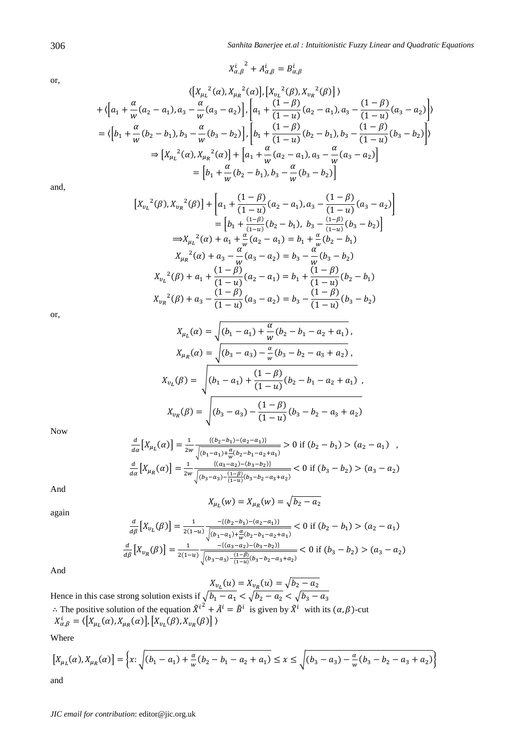$$X_{\alpha,\beta}^{i}{}^{2} + A_{\alpha,\beta}^{i} = B_{\alpha,\beta}^{i}$$

or,

$$\langle \left[X_{\mu_L}{}^{2}(\alpha), X_{\mu_R}{}^{2}(\alpha)\right], \left[X_{\upsilon_L}{}^{2}(\beta), X_{\upsilon_R}{}^{2}(\beta)\right] \rangle$$

$$+ \langle \left[a_1 + \frac{\alpha}{w}(a_2 - a_1), a_3 - \frac{\alpha}{w}(a_3 - a_2)\right], \left[a_1 + \frac{(1-\beta)}{(1-u)}(a_2 - a_1), a_3 - \frac{(1-\beta)}{(1-u)}(a_3 - a_2)\right] \rangle$$

$$= \langle \left[b_1 + \frac{\alpha}{w}(b_2 - b_1), b_3 - \frac{\alpha}{w}(b_3 - b_2)\right], \left[b_1 + \frac{(1-\beta)}{(1-u)}(b_2 - b_1), b_3 - \frac{(1-\beta)}{(1-u)}(b_3 - b_2)\right] \rangle$$

$$\Rightarrow \left[X_{\mu_L}{}^{2}(\alpha), X_{\mu_R}{}^{2}(\alpha)\right] + \left[a_1 + \frac{\alpha}{w}(a_2 - a_1), a_3 - \frac{\alpha}{w}(a_3 - a_2)\right]$$

$$= \left[b_1 + \frac{\alpha}{w}(b_2 - b_1), b_3 - \frac{\alpha}{w}(b_3 - b_2)\right]$$

and,

$$\left[X_{\upsilon_L}{}^{2}(\beta), X_{\upsilon_R}{}^{2}(\beta)\right] + \left[a_1 + \frac{(1-\beta)}{(1-u)}(a_2 - a_1), a_3 - \frac{(1-\beta)}{(1-u)}(a_3 - a_2)\right]$$

$$= \left[b_1 + \frac{(1-\beta)}{(1-u)}(b_2 - b_1),\ b_3 - \frac{(1-\beta)}{(1-u)}(b_3 - b_2)\right]$$

$$\Longrightarrow X_{\mu_L}{}^{2}(\alpha) + a_1 + \frac{\alpha}{w}(a_2 - a_1) = b_1 + \frac{\alpha}{w}(b_2 - b_1)$$

$$X_{\mu_R}{}^{2}(\alpha) + a_3 - \frac{\alpha}{w}(a_3 - a_2) = b_3 - \frac{\alpha}{w}(b_3 - b_2)$$

$$X_{\upsilon_L}{}^{2}(\beta) + a_1 + \frac{(1-\beta)}{(1-u)}(a_2 - a_1) = b_1 + \frac{(1-\beta)}{(1-u)}(b_2 - b_1)$$

$$X_{\upsilon_R}{}^{2}(\beta) + a_3 - \frac{(1-\beta)}{(1-u)}(a_3 - a_2) = b_3 - \frac{(1-\beta)}{(1-u)}(b_3 - b_2)$$

or,

$$X_{\mu_L}(\alpha) = \sqrt{(b_1 - a_1) + \frac{\alpha}{w}(b_2 - b_1 - a_2 + a_1)}\,,$$

$$X_{\mu_R}(\alpha) = \sqrt{(b_3 - a_3) - \frac{\alpha}{w}(b_3 - b_2 - a_3 + a_2)}\,,$$

$$X_{\upsilon_L}(\beta) = \sqrt{(b_1 - a_1) + \frac{(1-\beta)}{(1-u)}(b_2 - b_1 - a_2 + a_1)}\,,$$

$$X_{\upsilon_R}(\beta) = \sqrt{(b_3 - a_3) - \frac{(1-\beta)}{(1-u)}(b_3 - b_2 - a_3 + a_2)}$$

Now

$$\frac{d}{d\alpha}\left[X_{\mu_L}(\alpha)\right] = \frac{1}{2w}\frac{\{(b_2 - b_1) - (a_2 - a_1)\}}{\sqrt{(b_1 - a_1) + \frac{\alpha}{w}(b_2 - b_1 - a_2 + a_1)}} > 0 \text{ if } (b_2 - b_1) > (a_2 - a_1)\quad,$$

$$\frac{d}{d\alpha}\left[X_{\mu_R}(\alpha)\right] = \frac{1}{2w}\frac{\{(a_3 - a_2) - (b_3 - b_2)\}}{\sqrt{(b_3 - a_3) - \frac{(1-\beta)}{(1-u)}(b_3 - b_2 - a_3 + a_2)}} < 0 \text{ if } (b_3 - b_2) > (a_3 - a_2)$$

And

$$X_{\mu_L}(w) = X_{\mu_R}(w) = \sqrt{b_2 - a_2}$$

again

$$\frac{d}{d\beta}\left[X_{\upsilon_L}(\beta)\right] = \frac{1}{2(1-u)}\frac{-\{(b_2 - b_1) - (a_2 - a_1)\}}{\sqrt{(b_1 - a_1) + \frac{\alpha}{w}(b_2 - b_1 - a_2 + a_1)}} < 0 \text{ if } (b_2 - b_1) > (a_2 - a_1)$$

$$\frac{d}{d\beta}\left[X_{\upsilon_R}(\beta)\right] = \frac{1}{2(1-u)}\frac{-\{(a_3 - a_2) - (b_3 - b_2)\}}{\sqrt{(b_3 - a_3) - \frac{(1-\beta)}{(1-u)}(b_3 - b_2 - a_3 + a_2)}} < 0 \text{ if } (b_3 - b_2) > (a_3 - a_2)$$

And

$$X_{\upsilon_L}(u) = X_{\upsilon_R}(u) = \sqrt{b_2 - a_2}$$

Hence in this case strong solution exists if $\sqrt{b_1 - a_1} < \sqrt{b_2 - a_2} < \sqrt{b_3 - a_3}$

$\therefore$ The positive solution of the equation $\tilde{X}^{i^2} + \tilde{A}^i = \tilde{B}^i$ is given by $\tilde{X}^i$ with its $(\alpha,\beta)$-cut $X_{\alpha,\beta}^{i} = \langle \left[X_{\mu_L}(\alpha), X_{\mu_R}(\alpha)\right], \left[X_{\upsilon_L}(\beta), X_{\upsilon_R}(\beta)\right] \rangle$

Where

$$\left[X_{\mu_L}(\alpha), X_{\mu_R}(\alpha)\right] = \left\{x: \sqrt{(b_1 - a_1) + \frac{\alpha}{w}(b_2 - b_1 - a_2 + a_1)} \le x \le \sqrt{(b_3 - a_3) - \frac{\alpha}{w}(b_3 - b_2 - a_3 + a_2)}\right\}$$

and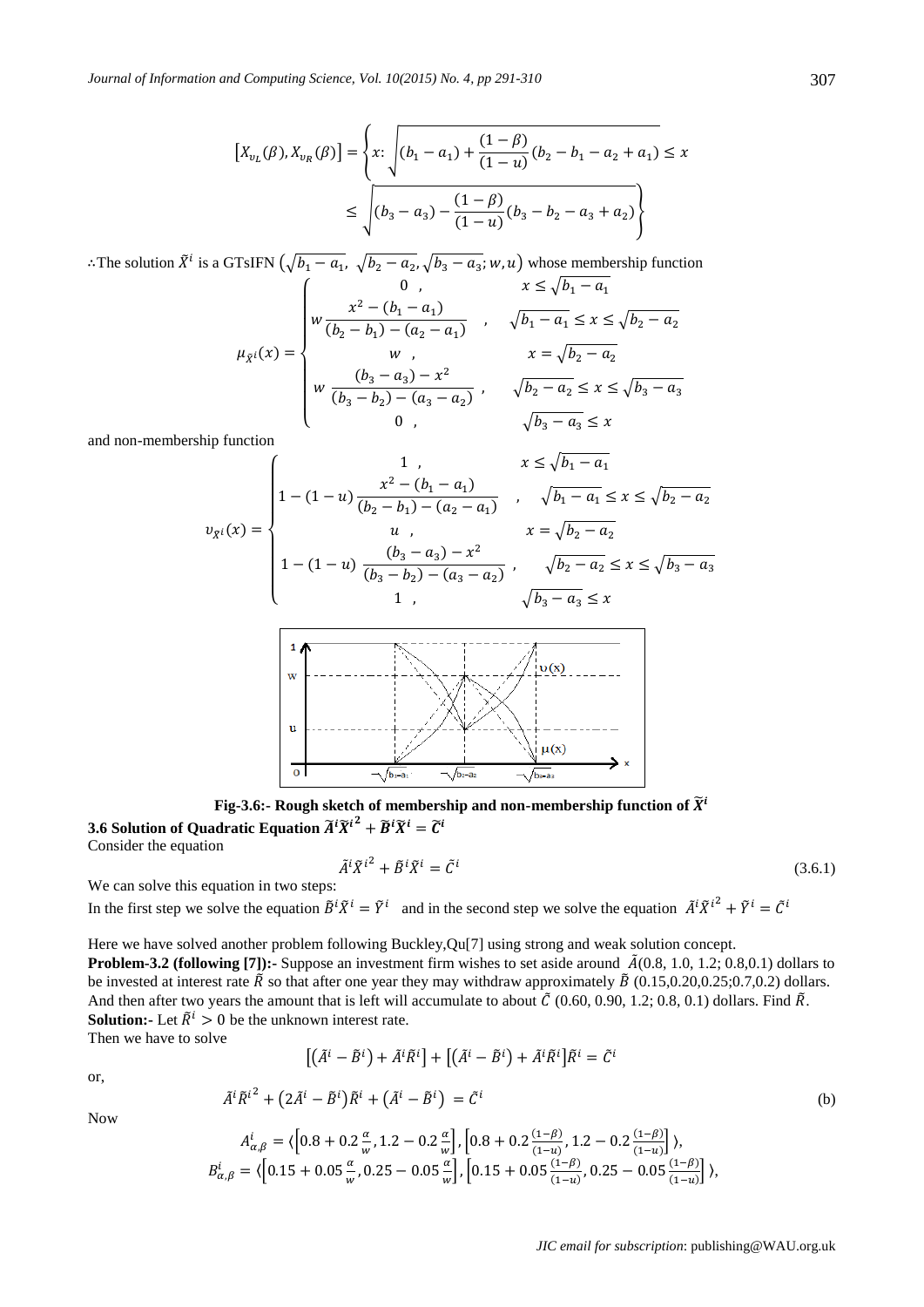$$\left[X_{\upsilon_L}(\beta), X_{\upsilon_R}(\beta)\right] = \left\{x: \sqrt{(b_1 - a_1) + \frac{(1-\beta)}{(1-u)}(b_2 - b_1 - a_2 + a_1)} \leq x \leq \sqrt{(b_3 - a_3) - \frac{(1-\beta)}{(1-u)}(b_3 - b_2 - a_3 + a_2)}\right\}$$

∴The solution $\tilde{X}^i$ is a GTsIFN $\left(\sqrt{b_1 - a_1},\ \sqrt{b_2 - a_2}, \sqrt{b_3 - a_3}; w, u\right)$ whose membership function

$$\mu_{\tilde{X}^i}(x) = \begin{cases} 0\ , & x \leq \sqrt{b_1 - a_1} \\ w\dfrac{x^2 - (b_1 - a_1)}{(b_2 - b_1) - (a_2 - a_1)}\ , & \sqrt{b_1 - a_1} \leq x \leq \sqrt{b_2 - a_2} \\ w\ , & x = \sqrt{b_2 - a_2} \\ w\ \dfrac{(b_3 - a_3) - x^2}{(b_3 - b_2) - (a_3 - a_2)}\ , & \sqrt{b_2 - a_2} \leq x \leq \sqrt{b_3 - a_3} \\ 0\ , & \sqrt{b_3 - a_3} \leq x \end{cases}$$

and non-membership function

$$\upsilon_{\tilde{X}^i}(x) = \begin{cases} 1\ , & x \leq \sqrt{b_1 - a_1} \\ 1 - (1-u)\dfrac{x^2 - (b_1 - a_1)}{(b_2 - b_1) - (a_2 - a_1)}\ , & \sqrt{b_1 - a_1} \leq x \leq \sqrt{b_2 - a_2} \\ u\ , & x = \sqrt{b_2 - a_2} \\ 1 - (1-u)\ \dfrac{(b_3 - a_3) - x^2}{(b_3 - b_2) - (a_3 - a_2)}\ , & \sqrt{b_2 - a_2} \leq x \leq \sqrt{b_3 - a_3} \\ 1\ , & \sqrt{b_3 - a_3} \leq x \end{cases}$$

**Fig-3.6:- Rough sketch of membership and non-membership function of $\tilde{X}^i$**

### 3.6 Solution of Quadratic Equation $\tilde{A}^i\tilde{X}^{i^2} + \tilde{B}^i\tilde{X}^i = \tilde{C}^i$

Consider the equation

$$\tilde{A}^i\tilde{X}^{i^2} + \tilde{B}^i\tilde{X}^i = \tilde{C}^i \tag{3.6.1}$$

We can solve this equation in two steps:

In the first step we solve the equation $\tilde{B}^i\tilde{X}^i = \tilde{Y}^i$ and in the second step we solve the equation $\tilde{A}^i\tilde{X}^{i^2} + \tilde{Y}^i = \tilde{C}^i$

Here we have solved another problem following Buckley,Qu[7] using strong and weak solution concept.

**Problem-3.2 (following [7]):-** Suppose an investment firm wishes to set aside around $\tilde{A}$(0.8, 1.0, 1.2; 0.8,0.1) dollars to be invested at interest rate $\tilde{R}$ so that after one year they may withdraw approximately $\tilde{B}$ (0.15,0.20,0.25;0.7,0.2) dollars. And then after two years the amount that is left will accumulate to about $\tilde{C}$ (0.60, 0.90, 1.2; 0.8, 0.1) dollars. Find $\tilde{R}$.

**Solution:-** Let $\tilde{R}^i > 0$ be the unknown interest rate.

Then we have to solve

$$\left[\left(\tilde{A}^i - \tilde{B}^i\right) + \tilde{A}^i\tilde{R}^i\right] + \left[\left(\tilde{A}^i - \tilde{B}^i\right) + \tilde{A}^i\tilde{R}^i\right]\tilde{R}^i = \tilde{C}^i$$

or,

$$\tilde{A}^i\tilde{R}^{i^2} + \left(2\tilde{A}^i - \tilde{B}^i\right)\tilde{R}^i + \left(\tilde{A}^i - \tilde{B}^i\right) = \tilde{C}^i \tag{b}$$

Now

$$A^i_{\alpha,\beta} = \langle\left[0.8 + 0.2\tfrac{\alpha}{w}, 1.2 - 0.2\tfrac{\alpha}{w}\right], \left[0.8 + 0.2\tfrac{(1-\beta)}{(1-u)}, 1.2 - 0.2\tfrac{(1-\beta)}{(1-u)}\right]\rangle,$$

$$B^i_{\alpha,\beta} = \langle\left[0.15 + 0.05\tfrac{\alpha}{w}, 0.25 - 0.05\tfrac{\alpha}{w}\right], \left[0.15 + 0.05\tfrac{(1-\beta)}{(1-u)}, 0.25 - 0.05\tfrac{(1-\beta)}{(1-u)}\right]\rangle,$$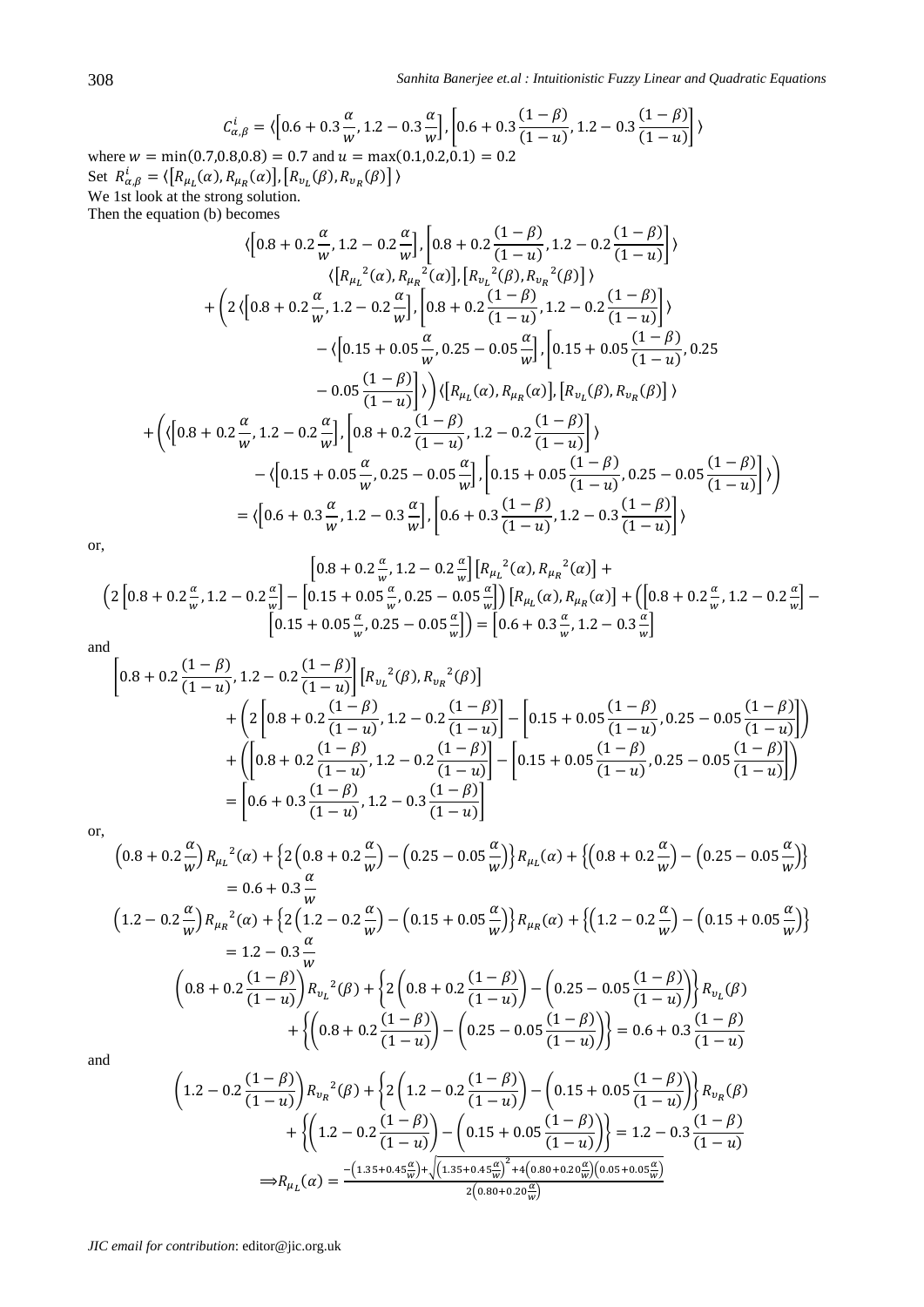$$C^i_{\alpha,\beta} = \langle \left[0.6 + 0.3\frac{\alpha}{w}, 1.2 - 0.3\frac{\alpha}{w}\right], \left[0.6 + 0.3\frac{(1-\beta)}{(1-u)}, 1.2 - 0.3\frac{(1-\beta)}{(1-u)}\right] \rangle$$

where $w = \min(0.7, 0.8, 0.8) = 0.7$ and $u = \max(0.1, 0.2, 0.1) = 0.2$

Set $R^i_{\alpha,\beta} = \langle [R_{\mu_L}(\alpha), R_{\mu_R}(\alpha)], [R_{\upsilon_L}(\beta), R_{\upsilon_R}(\beta)] \rangle$

We 1st look at the strong solution.

Then the equation (b) becomes

$$\begin{aligned}
&\langle \left[0.8 + 0.2\frac{\alpha}{w}, 1.2 - 0.2\frac{\alpha}{w}\right], \left[0.8 + 0.2\frac{(1-\beta)}{(1-u)}, 1.2 - 0.2\frac{(1-\beta)}{(1-u)}\right] \rangle \\
&\qquad \langle [R_{\mu_L}{}^2(\alpha), R_{\mu_R}{}^2(\alpha)], [R_{\upsilon_L}{}^2(\beta), R_{\upsilon_R}{}^2(\beta)] \rangle \\
&+ \Bigg(2\langle \left[0.8 + 0.2\frac{\alpha}{w}, 1.2 - 0.2\frac{\alpha}{w}\right], \left[0.8 + 0.2\frac{(1-\beta)}{(1-u)}, 1.2 - 0.2\frac{(1-\beta)}{(1-u)}\right] \rangle \\
&\qquad - \langle \left[0.15 + 0.05\frac{\alpha}{w}, 0.25 - 0.05\frac{\alpha}{w}\right], \left[0.15 + 0.05\frac{(1-\beta)}{(1-u)}, 0.25 \right.\\
&\qquad \left. - 0.05\frac{(1-\beta)}{(1-u)}\right] \rangle \Bigg) \langle [R_{\mu_L}(\alpha), R_{\mu_R}(\alpha)], [R_{\upsilon_L}(\beta), R_{\upsilon_R}(\beta)] \rangle \\
&+ \Bigg( \langle \left[0.8 + 0.2\frac{\alpha}{w}, 1.2 - 0.2\frac{\alpha}{w}\right], \left[0.8 + 0.2\frac{(1-\beta)}{(1-u)}, 1.2 - 0.2\frac{(1-\beta)}{(1-u)}\right] \rangle \\
&\qquad - \langle \left[0.15 + 0.05\frac{\alpha}{w}, 0.25 - 0.05\frac{\alpha}{w}\right], \left[0.15 + 0.05\frac{(1-\beta)}{(1-u)}, 0.25 - 0.05\frac{(1-\beta)}{(1-u)}\right] \rangle \Bigg) \\
&= \langle \left[0.6 + 0.3\frac{\alpha}{w}, 1.2 - 0.3\frac{\alpha}{w}\right], \left[0.6 + 0.3\frac{(1-\beta)}{(1-u)}, 1.2 - 0.3\frac{(1-\beta)}{(1-u)}\right] \rangle
\end{aligned}$$

or,

$$\begin{aligned}
&\left[0.8 + 0.2\tfrac{\alpha}{w}, 1.2 - 0.2\tfrac{\alpha}{w}\right][R_{\mu_L}{}^2(\alpha), R_{\mu_R}{}^2(\alpha)] + \\
&\left(2\left[0.8 + 0.2\tfrac{\alpha}{w}, 1.2 - 0.2\tfrac{\alpha}{w}\right] - \left[0.15 + 0.05\tfrac{\alpha}{w}, 0.25 - 0.05\tfrac{\alpha}{w}\right]\right)[R_{\mu_L}(\alpha), R_{\mu_R}(\alpha)] + \left(\left[0.8 + 0.2\tfrac{\alpha}{w}, 1.2 - 0.2\tfrac{\alpha}{w}\right] - \right.\\
&\left.\left[0.15 + 0.05\tfrac{\alpha}{w}, 0.25 - 0.05\tfrac{\alpha}{w}\right]\right) = \left[0.6 + 0.3\tfrac{\alpha}{w}, 1.2 - 0.3\tfrac{\alpha}{w}\right]
\end{aligned}$$

and

$$\begin{aligned}
&\left[0.8 + 0.2\frac{(1-\beta)}{(1-u)}, 1.2 - 0.2\frac{(1-\beta)}{(1-u)}\right][R_{\upsilon_L}{}^2(\beta), R_{\upsilon_R}{}^2(\beta)] \\
&\quad + \left(2\left[0.8 + 0.2\frac{(1-\beta)}{(1-u)}, 1.2 - 0.2\frac{(1-\beta)}{(1-u)}\right] - \left[0.15 + 0.05\frac{(1-\beta)}{(1-u)}, 0.25 - 0.05\frac{(1-\beta)}{(1-u)}\right]\right) \\
&\quad + \left(\left[0.8 + 0.2\frac{(1-\beta)}{(1-u)}, 1.2 - 0.2\frac{(1-\beta)}{(1-u)}\right] - \left[0.15 + 0.05\frac{(1-\beta)}{(1-u)}, 0.25 - 0.05\frac{(1-\beta)}{(1-u)}\right]\right) \\
&\quad = \left[0.6 + 0.3\frac{(1-\beta)}{(1-u)}, 1.2 - 0.3\frac{(1-\beta)}{(1-u)}\right]
\end{aligned}$$

or,

$$\begin{aligned}
&\left(0.8 + 0.2\frac{\alpha}{w}\right)R_{\mu_L}{}^2(\alpha) + \left\{2\left(0.8 + 0.2\frac{\alpha}{w}\right) - \left(0.25 - 0.05\frac{\alpha}{w}\right)\right\}R_{\mu_L}(\alpha) + \left\{\left(0.8 + 0.2\frac{\alpha}{w}\right) - \left(0.25 - 0.05\frac{\alpha}{w}\right)\right\} \\
&\quad = 0.6 + 0.3\frac{\alpha}{w} \\
&\left(1.2 - 0.2\frac{\alpha}{w}\right)R_{\mu_R}{}^2(\alpha) + \left\{2\left(1.2 - 0.2\frac{\alpha}{w}\right) - \left(0.15 + 0.05\frac{\alpha}{w}\right)\right\}R_{\mu_R}(\alpha) + \left\{\left(1.2 - 0.2\frac{\alpha}{w}\right) - \left(0.15 + 0.05\frac{\alpha}{w}\right)\right\} \\
&\quad = 1.2 - 0.3\frac{\alpha}{w}
\end{aligned}$$

$$\begin{aligned}
&\left(0.8 + 0.2\frac{(1-\beta)}{(1-u)}\right)R_{\upsilon_L}{}^2(\beta) + \left\{2\left(0.8 + 0.2\frac{(1-\beta)}{(1-u)}\right) - \left(0.25 - 0.05\frac{(1-\beta)}{(1-u)}\right)\right\}R_{\upsilon_L}(\beta) \\
&\quad + \left\{\left(0.8 + 0.2\frac{(1-\beta)}{(1-u)}\right) - \left(0.25 - 0.05\frac{(1-\beta)}{(1-u)}\right)\right\} = 0.6 + 0.3\frac{(1-\beta)}{(1-u)}
\end{aligned}$$

and

$$\begin{aligned}
&\left(1.2 - 0.2\frac{(1-\beta)}{(1-u)}\right)R_{\upsilon_R}{}^2(\beta) + \left\{2\left(1.2 - 0.2\frac{(1-\beta)}{(1-u)}\right) - \left(0.15 + 0.05\frac{(1-\beta)}{(1-u)}\right)\right\}R_{\upsilon_R}(\beta) \\
&\quad + \left\{\left(1.2 - 0.2\frac{(1-\beta)}{(1-u)}\right) - \left(0.15 + 0.05\frac{(1-\beta)}{(1-u)}\right)\right\} = 1.2 - 0.3\frac{(1-\beta)}{(1-u)}
\end{aligned}$$

$$\Longrightarrow R_{\mu_L}(\alpha) = \frac{-\left(1.35 + 0.45\frac{\alpha}{w}\right) + \sqrt{\left(1.35 + 0.45\frac{\alpha}{w}\right)^2 + 4\left(0.80 + 0.20\frac{\alpha}{w}\right)\left(0.05 + 0.05\frac{\alpha}{w}\right)}}{2\left(0.80 + 0.20\frac{\alpha}{w}\right)}$$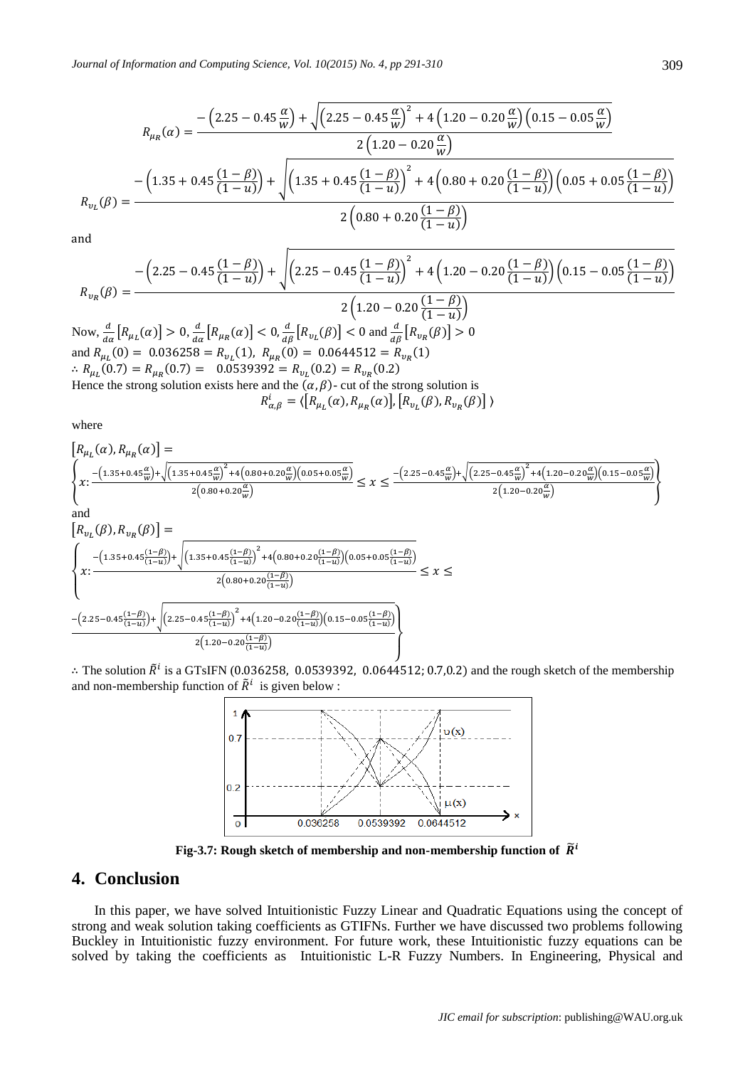$$R_{\mu_R}(\alpha) = \frac{-\left(2.25 - 0.45\frac{\alpha}{w}\right) + \sqrt{\left(2.25 - 0.45\frac{\alpha}{w}\right)^2 + 4\left(1.20 - 0.20\frac{\alpha}{w}\right)\left(0.15 - 0.05\frac{\alpha}{w}\right)}}{2\left(1.20 - 0.20\frac{\alpha}{w}\right)}$$

$$R_{\upsilon_L}(\beta) = \frac{-\left(1.35 + 0.45\frac{(1-\beta)}{(1-u)}\right) + \sqrt{\left(1.35 + 0.45\frac{(1-\beta)}{(1-u)}\right)^2 + 4\left(0.80 + 0.20\frac{(1-\beta)}{(1-u)}\right)\left(0.05 + 0.05\frac{(1-\beta)}{(1-u)}\right)}}{2\left(0.80 + 0.20\frac{(1-\beta)}{(1-u)}\right)}$$

and

$$R_{\upsilon_R}(\beta) = \frac{-\left(2.25 - 0.45\frac{(1-\beta)}{(1-u)}\right) + \sqrt{\left(2.25 - 0.45\frac{(1-\beta)}{(1-u)}\right)^2 + 4\left(1.20 - 0.20\frac{(1-\beta)}{(1-u)}\right)\left(0.15 - 0.05\frac{(1-\beta)}{(1-u)}\right)}}{2\left(1.20 - 0.20\frac{(1-\beta)}{(1-u)}\right)}$$

Now, $\frac{d}{d\alpha}\left[R_{\mu_L}(\alpha)\right] > 0, \frac{d}{d\alpha}\left[R_{\mu_R}(\alpha)\right] < 0, \frac{d}{d\beta}\left[R_{\upsilon_L}(\beta)\right] < 0$ and $\frac{d}{d\beta}\left[R_{\upsilon_R}(\beta)\right] > 0$
and $R_{\mu_L}(0) = 0.036258 = R_{\upsilon_L}(1)$, $R_{\mu_R}(0) = 0.0644512 = R_{\upsilon_R}(1)$
$\therefore R_{\mu_L}(0.7) = R_{\mu_R}(0.7) = 0.0539392 = R_{\upsilon_L}(0.2) = R_{\upsilon_R}(0.2)$
Hence the strong solution exists here and the $(\alpha,\beta)$- cut of the strong solution is

$$R^i_{\alpha,\beta} = \langle\left[R_{\mu_L}(\alpha), R_{\mu_R}(\alpha)\right], \left[R_{\upsilon_L}(\beta), R_{\upsilon_R}(\beta)\right]\rangle$$

where

$$\left[R_{\mu_L}(\alpha), R_{\mu_R}(\alpha)\right] = \left\{x: \frac{-\left(1.35+0.45\frac{\alpha}{w}\right)+\sqrt{\left(1.35+0.45\frac{\alpha}{w}\right)^2+4\left(0.80+0.20\frac{\alpha}{w}\right)\left(0.05+0.05\frac{\alpha}{w}\right)}}{2\left(0.80+0.20\frac{\alpha}{w}\right)} \le x \le \frac{-\left(2.25-0.45\frac{\alpha}{w}\right)+\sqrt{\left(2.25-0.45\frac{\alpha}{w}\right)^2+4\left(1.20-0.20\frac{\alpha}{w}\right)\left(0.15-0.05\frac{\alpha}{w}\right)}}{2\left(1.20-0.20\frac{\alpha}{w}\right)}\right\}$$

and

$$\left[R_{\upsilon_L}(\beta), R_{\upsilon_R}(\beta)\right] = \left\{x: \frac{-\left(1.35+0.45\frac{(1-\beta)}{(1-u)}\right)+\sqrt{\left(1.35+0.45\frac{(1-\beta)}{(1-u)}\right)^2+4\left(0.80+0.20\frac{(1-\beta)}{(1-u)}\right)\left(0.05+0.05\frac{(1-\beta)}{(1-u)}\right)}}{2\left(0.80+0.20\frac{(1-\beta)}{(1-u)}\right)} \le x \le \frac{-\left(2.25-0.45\frac{(1-\beta)}{(1-u)}\right)+\sqrt{\left(2.25-0.45\frac{(1-\beta)}{(1-u)}\right)^2+4\left(1.20-0.20\frac{(1-\beta)}{(1-u)}\right)\left(0.15-0.05\frac{(1-\beta)}{(1-u)}\right)}}{2\left(1.20-0.20\frac{(1-\beta)}{(1-u)}\right)}\right\}$$

$\therefore$ The solution $\tilde{R}^i$ is a GTsIFN $(0.036258,\ 0.0539392,\ 0.0644512; 0.7, 0.2)$ and the rough sketch of the membership and non-membership function of $\tilde{R}^i$ is given below :

**Fig-3.7: Rough sketch of membership and non-membership function of $\tilde{R}^i$**

## 4. Conclusion

In this paper, we have solved Intuitionistic Fuzzy Linear and Quadratic Equations using the concept of strong and weak solution taking coefficients as GTIFNs. Further we have discussed two problems following Buckley in Intuitionistic fuzzy environment. For future work, these Intuitionistic fuzzy equations can be solved by taking the coefficients as Intuitionistic L-R Fuzzy Numbers. In Engineering, Physical and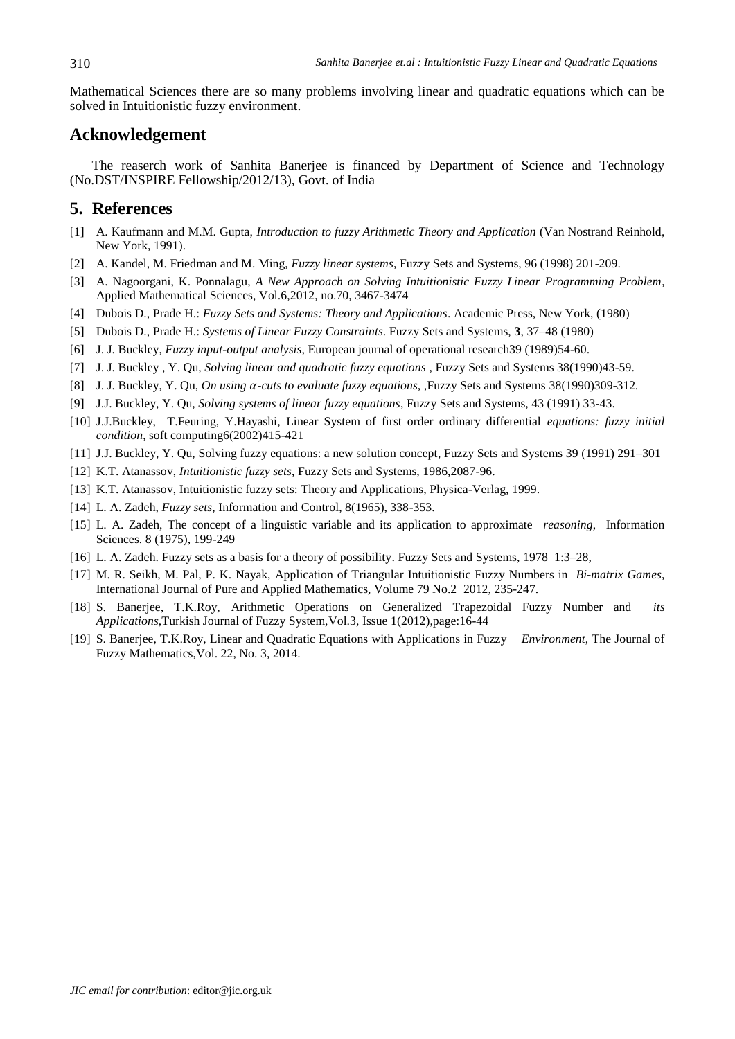Mathematical Sciences there are so many problems involving linear and quadratic equations which can be solved in Intuitionistic fuzzy environment.

## Acknowledgement

The reaserch work of Sanhita Banerjee is financed by Department of Science and Technology (No.DST/INSPIRE Fellowship/2012/13), Govt. of India

## 5. References

[1] A. Kaufmann and M.M. Gupta, *Introduction to fuzzy Arithmetic Theory and Application* (Van Nostrand Reinhold, New York, 1991).

[2] A. Kandel, M. Friedman and M. Ming, *Fuzzy linear systems*, Fuzzy Sets and Systems, 96 (1998) 201-209.

[3] A. Nagoorgani, K. Ponnalagu, *A New Approach on Solving Intuitionistic Fuzzy Linear Programming Problem*, Applied Mathematical Sciences, Vol.6,2012, no.70, 3467-3474

[4] Dubois D., Prade H.: *Fuzzy Sets and Systems: Theory and Applications*. Academic Press, New York, (1980)

[5] Dubois D., Prade H.: *Systems of Linear Fuzzy Constraints*. Fuzzy Sets and Systems, **3**, 37–48 (1980)

[6] J. J. Buckley, *Fuzzy input-output analysis*, European journal of operational research39 (1989)54-60.

[7] J. J. Buckley , Y. Qu, *Solving linear and quadratic fuzzy equations* , Fuzzy Sets and Systems 38(1990)43-59.

[8] J. J. Buckley, Y. Qu, *On using $\alpha$-cuts to evaluate fuzzy equations*, ,Fuzzy Sets and Systems 38(1990)309-312.

[9] J.J. Buckley, Y. Qu, *Solving systems of linear fuzzy equations*, Fuzzy Sets and Systems, 43 (1991) 33-43.

[10] J.J.Buckley, T.Feuring, Y.Hayashi, Linear System of first order ordinary differential *equations: fuzzy initial condition*, soft computing6(2002)415-421

[11] J.J. Buckley, Y. Qu, Solving fuzzy equations: a new solution concept, Fuzzy Sets and Systems 39 (1991) 291–301

[12] K.T. Atanassov, *Intuitionistic fuzzy sets*, Fuzzy Sets and Systems, 1986,2087-96.

[13] K.T. Atanassov, Intuitionistic fuzzy sets: Theory and Applications, Physica-Verlag, 1999.

[14] L. A. Zadeh, *Fuzzy sets*, Information and Control, 8(1965), 338-353.

[15] L. A. Zadeh, The concept of a linguistic variable and its application to approximate *reasoning*, Information Sciences. 8 (1975), 199-249

[16] L. A. Zadeh. Fuzzy sets as a basis for a theory of possibility. Fuzzy Sets and Systems, 1978 1:3–28,

[17] M. R. Seikh, M. Pal, P. K. Nayak, Application of Triangular Intuitionistic Fuzzy Numbers in *Bi-matrix Games*, International Journal of Pure and Applied Mathematics, Volume 79 No.2 2012, 235-247.

[18] S. Banerjee, T.K.Roy, Arithmetic Operations on Generalized Trapezoidal Fuzzy Number and *its Applications*,Turkish Journal of Fuzzy System,Vol.3, Issue 1(2012),page:16-44

[19] S. Banerjee, T.K.Roy, Linear and Quadratic Equations with Applications in Fuzzy *Environment*, The Journal of Fuzzy Mathematics,Vol. 22, No. 3, 2014.